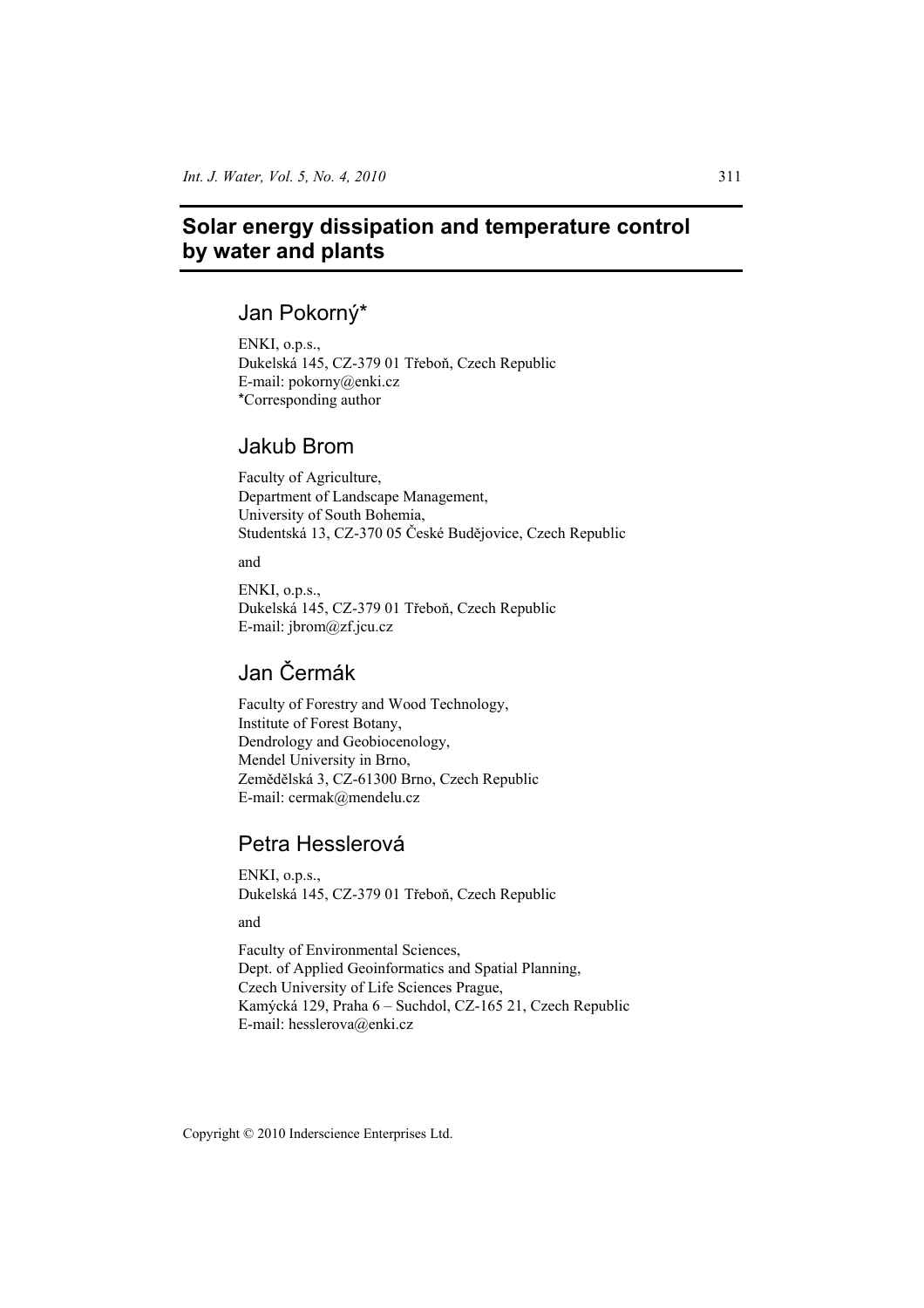# Solar energy dissipation and temperature control by water and plants

## Jan Pokorný*

ENKI, o.p.s.,
Dukelská 145, CZ-379 01 Třeboň, Czech Republic
E-mail: pokorny@enki.cz
*Corresponding author

## Jakub Brom

Faculty of Agriculture,
Department of Landscape Management,
University of South Bohemia,
Studentská 13, CZ-370 05 České Budějovice, Czech Republic

and

ENKI, o.p.s.,
Dukelská 145, CZ-379 01 Třeboň, Czech Republic
E-mail: jbrom@zf.jcu.cz

## Jan Čermák

Faculty of Forestry and Wood Technology,
Institute of Forest Botany,
Dendrology and Geobiocenology,
Mendel University in Brno,
Zemědělská 3, CZ-61300 Brno, Czech Republic
E-mail: cermak@mendelu.cz

## Petra Hesslerová

ENKI, o.p.s.,
Dukelská 145, CZ-379 01 Třeboň, Czech Republic

and

Faculty of Environmental Sciences,
Dept. of Applied Geoinformatics and Spatial Planning,
Czech University of Life Sciences Prague,
Kamýcká 129, Praha 6 – Suchdol, CZ-165 21, Czech Republic
E-mail: hesslerova@enki.cz

Copyright © 2010 Inderscience Enterprises Ltd.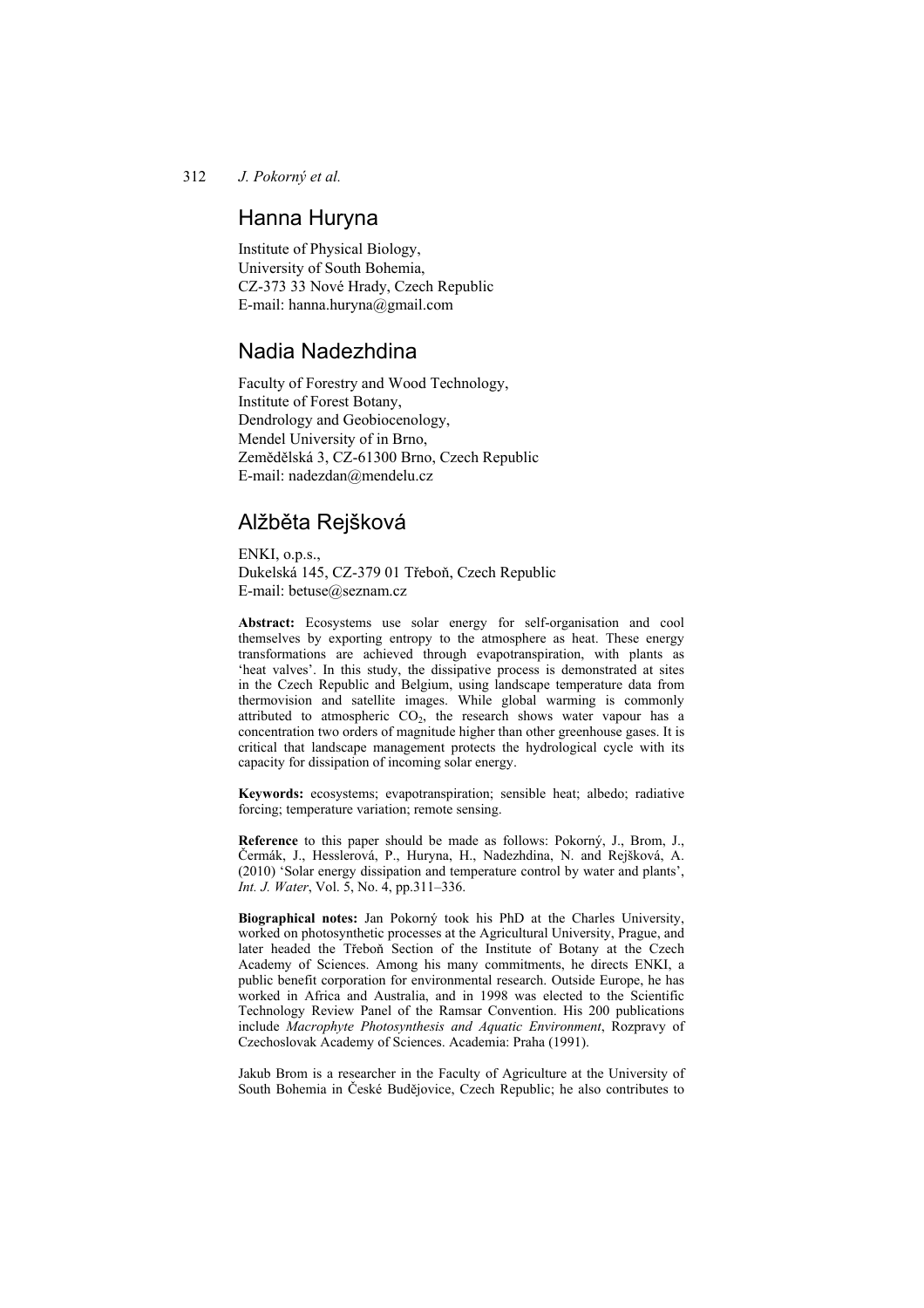## Hanna Huryna

Institute of Physical Biology,
University of South Bohemia,
CZ-373 33 Nové Hrady, Czech Republic
E-mail: hanna.huryna@gmail.com

## Nadia Nadezhdina

Faculty of Forestry and Wood Technology,
Institute of Forest Botany,
Dendrology and Geobiocenology,
Mendel University of in Brno,
Zemědělská 3, CZ-61300 Brno, Czech Republic
E-mail: nadezdan@mendelu.cz

## Alžběta Rejšková

ENKI, o.p.s.,
Dukelská 145, CZ-379 01 Třeboň, Czech Republic
E-mail: betuse@seznam.cz

**Abstract:** Ecosystems use solar energy for self-organisation and cool themselves by exporting entropy to the atmosphere as heat. These energy transformations are achieved through evapotranspiration, with plants as 'heat valves'. In this study, the dissipative process is demonstrated at sites in the Czech Republic and Belgium, using landscape temperature data from thermovision and satellite images. While global warming is commonly attributed to atmospheric $CO_2$, the research shows water vapour has a concentration two orders of magnitude higher than other greenhouse gases. It is critical that landscape management protects the hydrological cycle with its capacity for dissipation of incoming solar energy.

**Keywords:** ecosystems; evapotranspiration; sensible heat; albedo; radiative forcing; temperature variation; remote sensing.

**Reference** to this paper should be made as follows: Pokorný, J., Brom, J., Čermák, J., Hesslerová, P., Huryna, H., Nadezhdina, N. and Rejšková, A. (2010) 'Solar energy dissipation and temperature control by water and plants', *Int. J. Water*, Vol. 5, No. 4, pp.311–336.

**Biographical notes:** Jan Pokorný took his PhD at the Charles University, worked on photosynthetic processes at the Agricultural University, Prague, and later headed the Třeboň Section of the Institute of Botany at the Czech Academy of Sciences. Among his many commitments, he directs ENKI, a public benefit corporation for environmental research. Outside Europe, he has worked in Africa and Australia, and in 1998 was elected to the Scientific Technology Review Panel of the Ramsar Convention. His 200 publications include *Macrophyte Photosynthesis and Aquatic Environment*, Rozpravy of Czechoslovak Academy of Sciences. Academia: Praha (1991).

Jakub Brom is a researcher in the Faculty of Agriculture at the University of South Bohemia in České Budějovice, Czech Republic; he also contributes to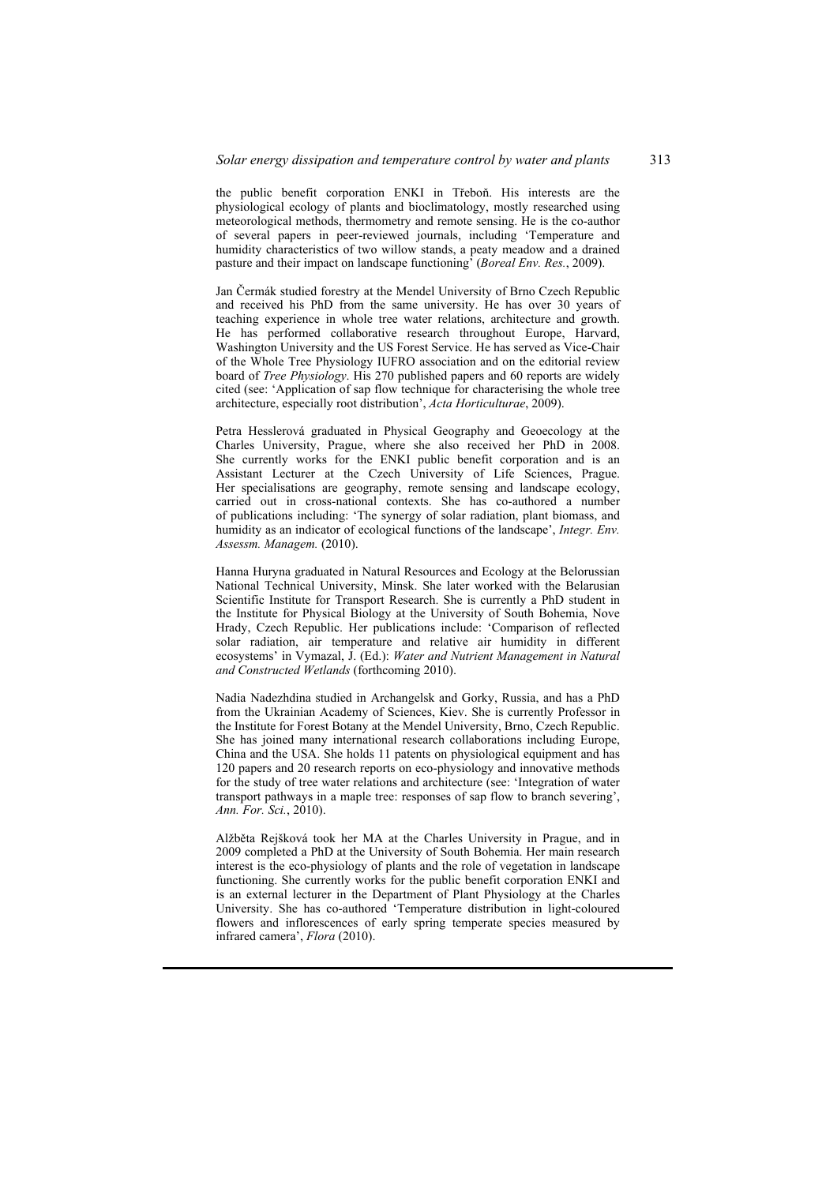the public benefit corporation ENKI in Třeboň. His interests are the physiological ecology of plants and bioclimatology, mostly researched using meteorological methods, thermometry and remote sensing. He is the co-author of several papers in peer-reviewed journals, including 'Temperature and humidity characteristics of two willow stands, a peaty meadow and a drained pasture and their impact on landscape functioning' (*Boreal Env. Res.*, 2009).

Jan Čermák studied forestry at the Mendel University of Brno Czech Republic and received his PhD from the same university. He has over 30 years of teaching experience in whole tree water relations, architecture and growth. He has performed collaborative research throughout Europe, Harvard, Washington University and the US Forest Service. He has served as Vice-Chair of the Whole Tree Physiology IUFRO association and on the editorial review board of *Tree Physiology*. His 270 published papers and 60 reports are widely cited (see: 'Application of sap flow technique for characterising the whole tree architecture, especially root distribution', *Acta Horticulturae*, 2009).

Petra Hesslerová graduated in Physical Geography and Geoecology at the Charles University, Prague, where she also received her PhD in 2008. She currently works for the ENKI public benefit corporation and is an Assistant Lecturer at the Czech University of Life Sciences, Prague. Her specialisations are geography, remote sensing and landscape ecology, carried out in cross-national contexts. She has co-authored a number of publications including: 'The synergy of solar radiation, plant biomass, and humidity as an indicator of ecological functions of the landscape', *Integr. Env. Assessm. Managem.* (2010).

Hanna Huryna graduated in Natural Resources and Ecology at the Belorussian National Technical University, Minsk. She later worked with the Belarusian Scientific Institute for Transport Research. She is currently a PhD student in the Institute for Physical Biology at the University of South Bohemia, Nove Hrady, Czech Republic. Her publications include: 'Comparison of reflected solar radiation, air temperature and relative air humidity in different ecosystems' in Vymazal, J. (Ed.): *Water and Nutrient Management in Natural and Constructed Wetlands* (forthcoming 2010).

Nadia Nadezhdina studied in Archangelsk and Gorky, Russia, and has a PhD from the Ukrainian Academy of Sciences, Kiev. She is currently Professor in the Institute for Forest Botany at the Mendel University, Brno, Czech Republic. She has joined many international research collaborations including Europe, China and the USA. She holds 11 patents on physiological equipment and has 120 papers and 20 research reports on eco-physiology and innovative methods for the study of tree water relations and architecture (see: 'Integration of water transport pathways in a maple tree: responses of sap flow to branch severing', *Ann. For. Sci.*, 2010).

Alžběta Rejšková took her MA at the Charles University in Prague, and in 2009 completed a PhD at the University of South Bohemia. Her main research interest is the eco-physiology of plants and the role of vegetation in landscape functioning. She currently works for the public benefit corporation ENKI and is an external lecturer in the Department of Plant Physiology at the Charles University. She has co-authored 'Temperature distribution in light-coloured flowers and inflorescences of early spring temperate species measured by infrared camera', *Flora* (2010).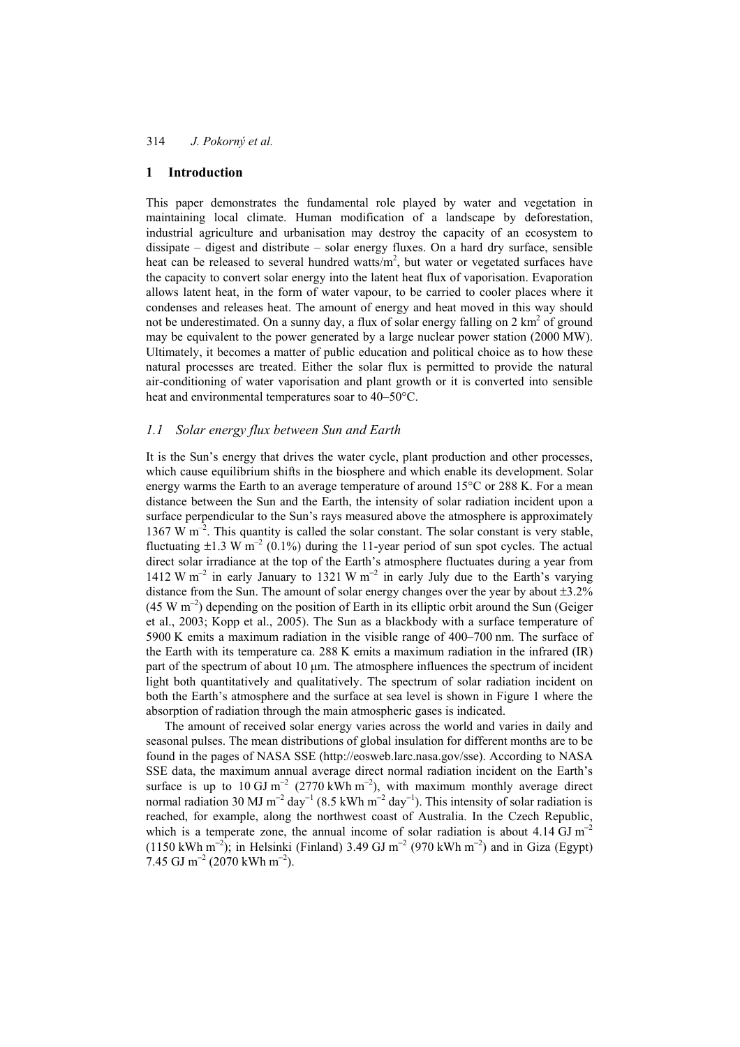## 1 Introduction

This paper demonstrates the fundamental role played by water and vegetation in maintaining local climate. Human modification of a landscape by deforestation, industrial agriculture and urbanisation may destroy the capacity of an ecosystem to dissipate – digest and distribute – solar energy fluxes. On a hard dry surface, sensible heat can be released to several hundred watts/m$^2$, but water or vegetated surfaces have the capacity to convert solar energy into the latent heat flux of vaporisation. Evaporation allows latent heat, in the form of water vapour, to be carried to cooler places where it condenses and releases heat. The amount of energy and heat moved in this way should not be underestimated. On a sunny day, a flux of solar energy falling on 2 km$^2$ of ground may be equivalent to the power generated by a large nuclear power station (2000 MW). Ultimately, it becomes a matter of public education and political choice as to how these natural processes are treated. Either the solar flux is permitted to provide the natural air-conditioning of water vaporisation and plant growth or it is converted into sensible heat and environmental temperatures soar to 40–50°C.

### *1.1 Solar energy flux between Sun and Earth*

It is the Sun's energy that drives the water cycle, plant production and other processes, which cause equilibrium shifts in the biosphere and which enable its development. Solar energy warms the Earth to an average temperature of around 15°C or 288 K. For a mean distance between the Sun and the Earth, the intensity of solar radiation incident upon a surface perpendicular to the Sun's rays measured above the atmosphere is approximately 1367 W m$^{-2}$. This quantity is called the solar constant. The solar constant is very stable, fluctuating ±1.3 W m$^{-2}$ (0.1%) during the 11-year period of sun spot cycles. The actual direct solar irradiance at the top of the Earth's atmosphere fluctuates during a year from 1412 W m$^{-2}$ in early January to 1321 W m$^{-2}$ in early July due to the Earth's varying distance from the Sun. The amount of solar energy changes over the year by about ±3.2% (45 W m$^{-2}$) depending on the position of Earth in its elliptic orbit around the Sun (Geiger et al., 2003; Kopp et al., 2005). The Sun as a blackbody with a surface temperature of 5900 K emits a maximum radiation in the visible range of 400–700 nm. The surface of the Earth with its temperature ca. 288 K emits a maximum radiation in the infrared (IR) part of the spectrum of about 10 μm. The atmosphere influences the spectrum of incident light both quantitatively and qualitatively. The spectrum of solar radiation incident on both the Earth's atmosphere and the surface at sea level is shown in Figure 1 where the absorption of radiation through the main atmospheric gases is indicated.

The amount of received solar energy varies across the world and varies in daily and seasonal pulses. The mean distributions of global insulation for different months are to be found in the pages of NASA SSE (http://eosweb.larc.nasa.gov/sse). According to NASA SSE data, the maximum annual average direct normal radiation incident on the Earth's surface is up to 10 GJ m$^{-2}$ (2770 kWh m$^{-2}$), with maximum monthly average direct normal radiation 30 MJ m$^{-2}$ day$^{-1}$ (8.5 kWh m$^{-2}$ day$^{-1}$). This intensity of solar radiation is reached, for example, along the northwest coast of Australia. In the Czech Republic, which is a temperate zone, the annual income of solar radiation is about 4.14 GJ m$^{-2}$ (1150 kWh m$^{-2}$); in Helsinki (Finland) 3.49 GJ m$^{-2}$ (970 kWh m$^{-2}$) and in Giza (Egypt) 7.45 GJ m$^{-2}$ (2070 kWh m$^{-2}$).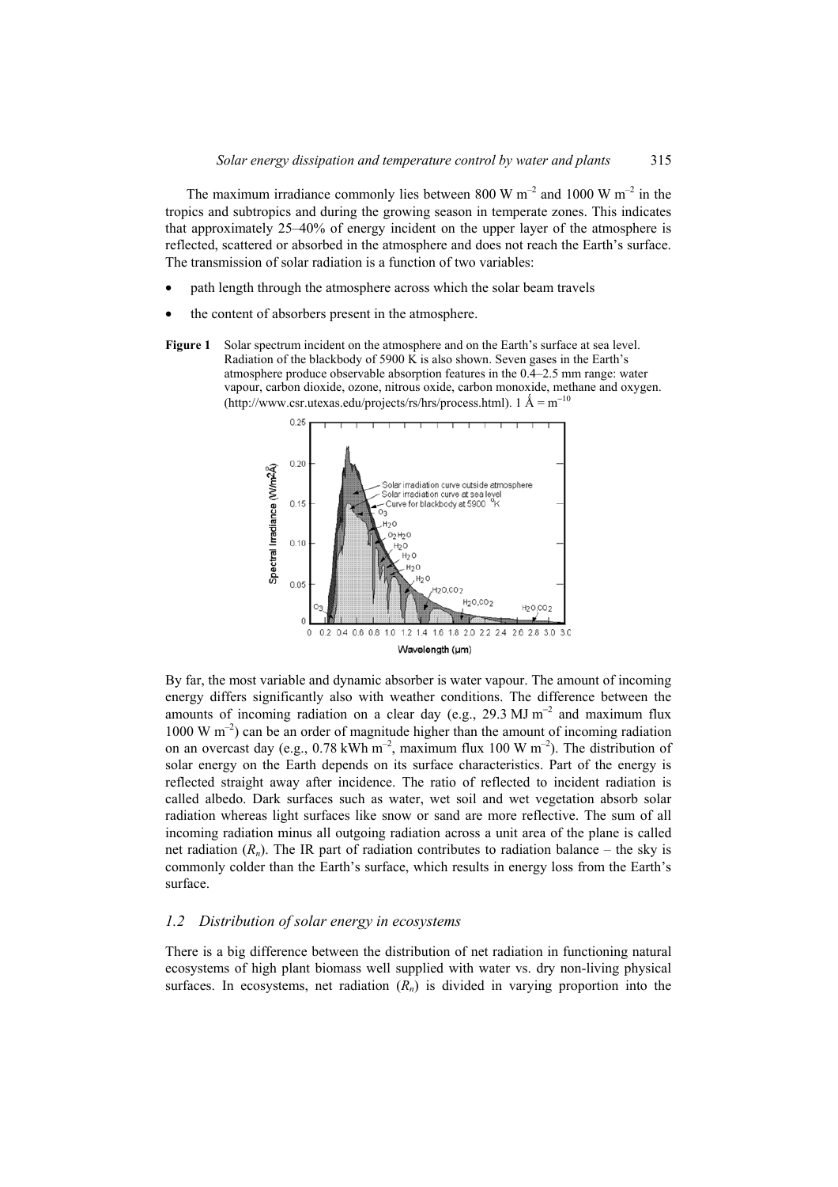The maximum irradiance commonly lies between 800 W m$^{-2}$ and 1000 W m$^{-2}$ in the tropics and subtropics and during the growing season in temperate zones. This indicates that approximately 25–40% of energy incident on the upper layer of the atmosphere is reflected, scattered or absorbed in the atmosphere and does not reach the Earth's surface. The transmission of solar radiation is a function of two variables:

- path length through the atmosphere across which the solar beam travels
- the content of absorbers present in the atmosphere.

**Figure 1** Solar spectrum incident on the atmosphere and on the Earth's surface at sea level. Radiation of the blackbody of 5900 K is also shown. Seven gases in the Earth's atmosphere produce observable absorption features in the 0.4–2.5 mm range: water vapour, carbon dioxide, ozone, nitrous oxide, carbon monoxide, methane and oxygen. (http://www.csr.utexas.edu/projects/rs/hrs/process.html). 1 Å = m$^{-10}$

By far, the most variable and dynamic absorber is water vapour. The amount of incoming energy differs significantly also with weather conditions. The difference between the amounts of incoming radiation on a clear day (e.g., 29.3 MJ m$^{-2}$ and maximum flux 1000 W m$^{-2}$) can be an order of magnitude higher than the amount of incoming radiation on an overcast day (e.g., 0.78 kWh m$^{-2}$, maximum flux 100 W m$^{-2}$). The distribution of solar energy on the Earth depends on its surface characteristics. Part of the energy is reflected straight away after incidence. The ratio of reflected to incident radiation is called albedo. Dark surfaces such as water, wet soil and wet vegetation absorb solar radiation whereas light surfaces like snow or sand are more reflective. The sum of all incoming radiation minus all outgoing radiation across a unit area of the plane is called net radiation ($R_n$). The IR part of radiation contributes to radiation balance – the sky is commonly colder than the Earth's surface, which results in energy loss from the Earth's surface.

### *1.2 Distribution of solar energy in ecosystems*

There is a big difference between the distribution of net radiation in functioning natural ecosystems of high plant biomass well supplied with water vs. dry non-living physical surfaces. In ecosystems, net radiation ($R_n$) is divided in varying proportion into the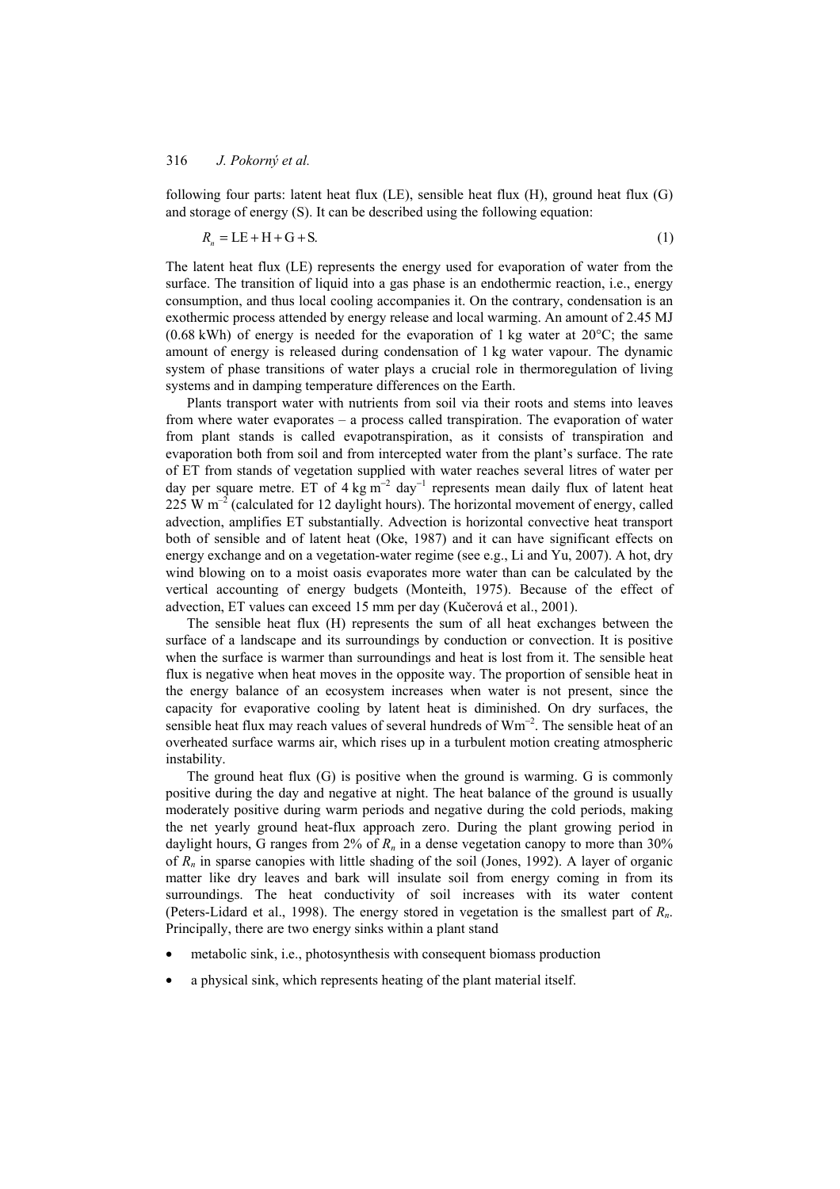following four parts: latent heat flux (LE), sensible heat flux (H), ground heat flux (G) and storage of energy (S). It can be described using the following equation:

$$R_n = \text{LE} + \text{H} + \text{G} + \text{S}. \tag{1}$$

The latent heat flux (LE) represents the energy used for evaporation of water from the surface. The transition of liquid into a gas phase is an endothermic reaction, i.e., energy consumption, and thus local cooling accompanies it. On the contrary, condensation is an exothermic process attended by energy release and local warming. An amount of 2.45 MJ (0.68 kWh) of energy is needed for the evaporation of 1 kg water at 20°C; the same amount of energy is released during condensation of 1 kg water vapour. The dynamic system of phase transitions of water plays a crucial role in thermoregulation of living systems and in damping temperature differences on the Earth.

Plants transport water with nutrients from soil via their roots and stems into leaves from where water evaporates – a process called transpiration. The evaporation of water from plant stands is called evapotranspiration, as it consists of transpiration and evaporation both from soil and from intercepted water from the plant's surface. The rate of ET from stands of vegetation supplied with water reaches several litres of water per day per square metre. ET of 4 kg $m^{-2}$ $day^{-1}$ represents mean daily flux of latent heat 225 W $m^{-2}$ (calculated for 12 daylight hours). The horizontal movement of energy, called advection, amplifies ET substantially. Advection is horizontal convective heat transport both of sensible and of latent heat (Oke, 1987) and it can have significant effects on energy exchange and on a vegetation-water regime (see e.g., Li and Yu, 2007). A hot, dry wind blowing on to a moist oasis evaporates more water than can be calculated by the vertical accounting of energy budgets (Monteith, 1975). Because of the effect of advection, ET values can exceed 15 mm per day (Kučerová et al., 2001).

The sensible heat flux (H) represents the sum of all heat exchanges between the surface of a landscape and its surroundings by conduction or convection. It is positive when the surface is warmer than surroundings and heat is lost from it. The sensible heat flux is negative when heat moves in the opposite way. The proportion of sensible heat in the energy balance of an ecosystem increases when water is not present, since the capacity for evaporative cooling by latent heat is diminished. On dry surfaces, the sensible heat flux may reach values of several hundreds of $Wm^{-2}$. The sensible heat of an overheated surface warms air, which rises up in a turbulent motion creating atmospheric instability.

The ground heat flux (G) is positive when the ground is warming. G is commonly positive during the day and negative at night. The heat balance of the ground is usually moderately positive during warm periods and negative during the cold periods, making the net yearly ground heat-flux approach zero. During the plant growing period in daylight hours, G ranges from 2% of $R_n$ in a dense vegetation canopy to more than 30% of $R_n$ in sparse canopies with little shading of the soil (Jones, 1992). A layer of organic matter like dry leaves and bark will insulate soil from energy coming in from its surroundings. The heat conductivity of soil increases with its water content (Peters-Lidard et al., 1998). The energy stored in vegetation is the smallest part of $R_n$. Principally, there are two energy sinks within a plant stand

- metabolic sink, i.e., photosynthesis with consequent biomass production
- a physical sink, which represents heating of the plant material itself.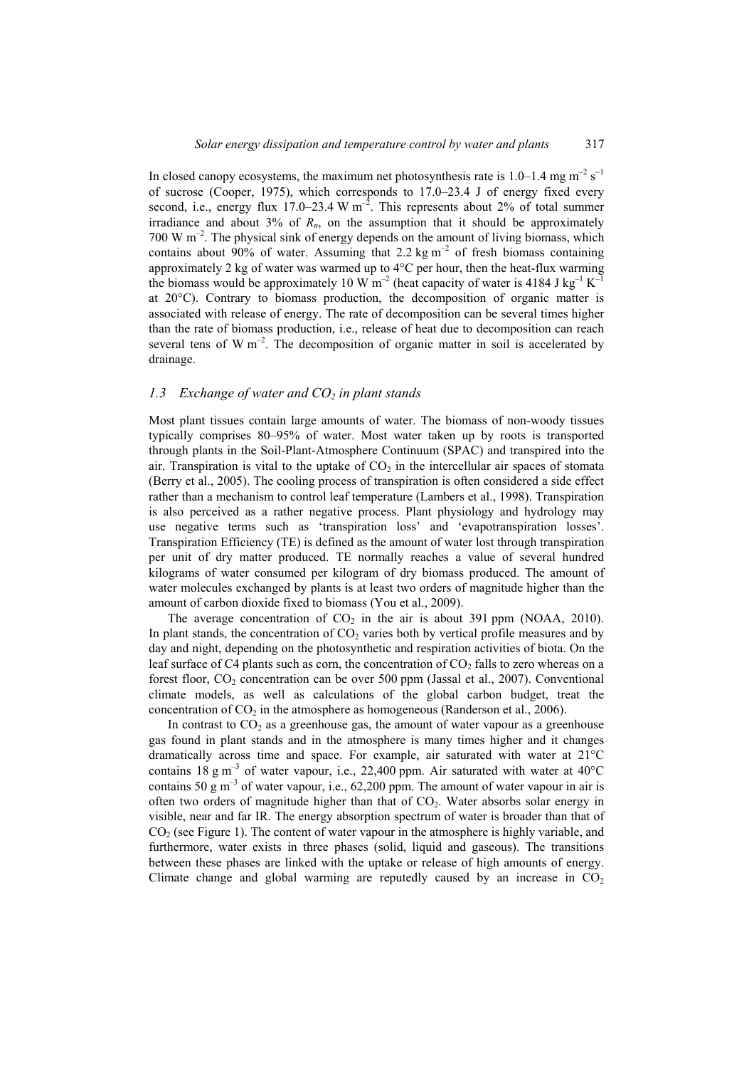In closed canopy ecosystems, the maximum net photosynthesis rate is 1.0–1.4 mg $m^{-2}$ $s^{-1}$ of sucrose (Cooper, 1975), which corresponds to 17.0–23.4 J of energy fixed every second, i.e., energy flux 17.0–23.4 W $m^{-2}$. This represents about 2% of total summer irradiance and about 3% of $R_n$, on the assumption that it should be approximately 700 W $m^{-2}$. The physical sink of energy depends on the amount of living biomass, which contains about 90% of water. Assuming that 2.2 kg $m^{-2}$ of fresh biomass containing approximately 2 kg of water was warmed up to 4°C per hour, then the heat-flux warming the biomass would be approximately 10 W $m^{-2}$ (heat capacity of water is 4184 J $kg^{-1}$ $K^{-1}$ at 20°C). Contrary to biomass production, the decomposition of organic matter is associated with release of energy. The rate of decomposition can be several times higher than the rate of biomass production, i.e., release of heat due to decomposition can reach several tens of W $m^{-2}$. The decomposition of organic matter in soil is accelerated by drainage.

### 1.3 Exchange of water and $CO_2$ in plant stands

Most plant tissues contain large amounts of water. The biomass of non-woody tissues typically comprises 80–95% of water. Most water taken up by roots is transported through plants in the Soil-Plant-Atmosphere Continuum (SPAC) and transpired into the air. Transpiration is vital to the uptake of $CO_2$ in the intercellular air spaces of stomata (Berry et al., 2005). The cooling process of transpiration is often considered a side effect rather than a mechanism to control leaf temperature (Lambers et al., 1998). Transpiration is also perceived as a rather negative process. Plant physiology and hydrology may use negative terms such as 'transpiration loss' and 'evapotranspiration losses'. Transpiration Efficiency (TE) is defined as the amount of water lost through transpiration per unit of dry matter produced. TE normally reaches a value of several hundred kilograms of water consumed per kilogram of dry biomass produced. The amount of water molecules exchanged by plants is at least two orders of magnitude higher than the amount of carbon dioxide fixed to biomass (You et al., 2009).

The average concentration of $CO_2$ in the air is about 391 ppm (NOAA, 2010). In plant stands, the concentration of $CO_2$ varies both by vertical profile measures and by day and night, depending on the photosynthetic and respiration activities of biota. On the leaf surface of C4 plants such as corn, the concentration of $CO_2$ falls to zero whereas on a forest floor, $CO_2$ concentration can be over 500 ppm (Jassal et al., 2007). Conventional climate models, as well as calculations of the global carbon budget, treat the concentration of $CO_2$ in the atmosphere as homogeneous (Randerson et al., 2006).

In contrast to $CO_2$ as a greenhouse gas, the amount of water vapour as a greenhouse gas found in plant stands and in the atmosphere is many times higher and it changes dramatically across time and space. For example, air saturated with water at 21°C contains 18 g $m^{-3}$ of water vapour, i.e., 22,400 ppm. Air saturated with water at 40°C contains 50 g $m^{-3}$ of water vapour, i.e., 62,200 ppm. The amount of water vapour in air is often two orders of magnitude higher than that of $CO_2$. Water absorbs solar energy in visible, near and far IR. The energy absorption spectrum of water is broader than that of $CO_2$ (see Figure 1). The content of water vapour in the atmosphere is highly variable, and furthermore, water exists in three phases (solid, liquid and gaseous). The transitions between these phases are linked with the uptake or release of high amounts of energy. Climate change and global warming are reputedly caused by an increase in $CO_2$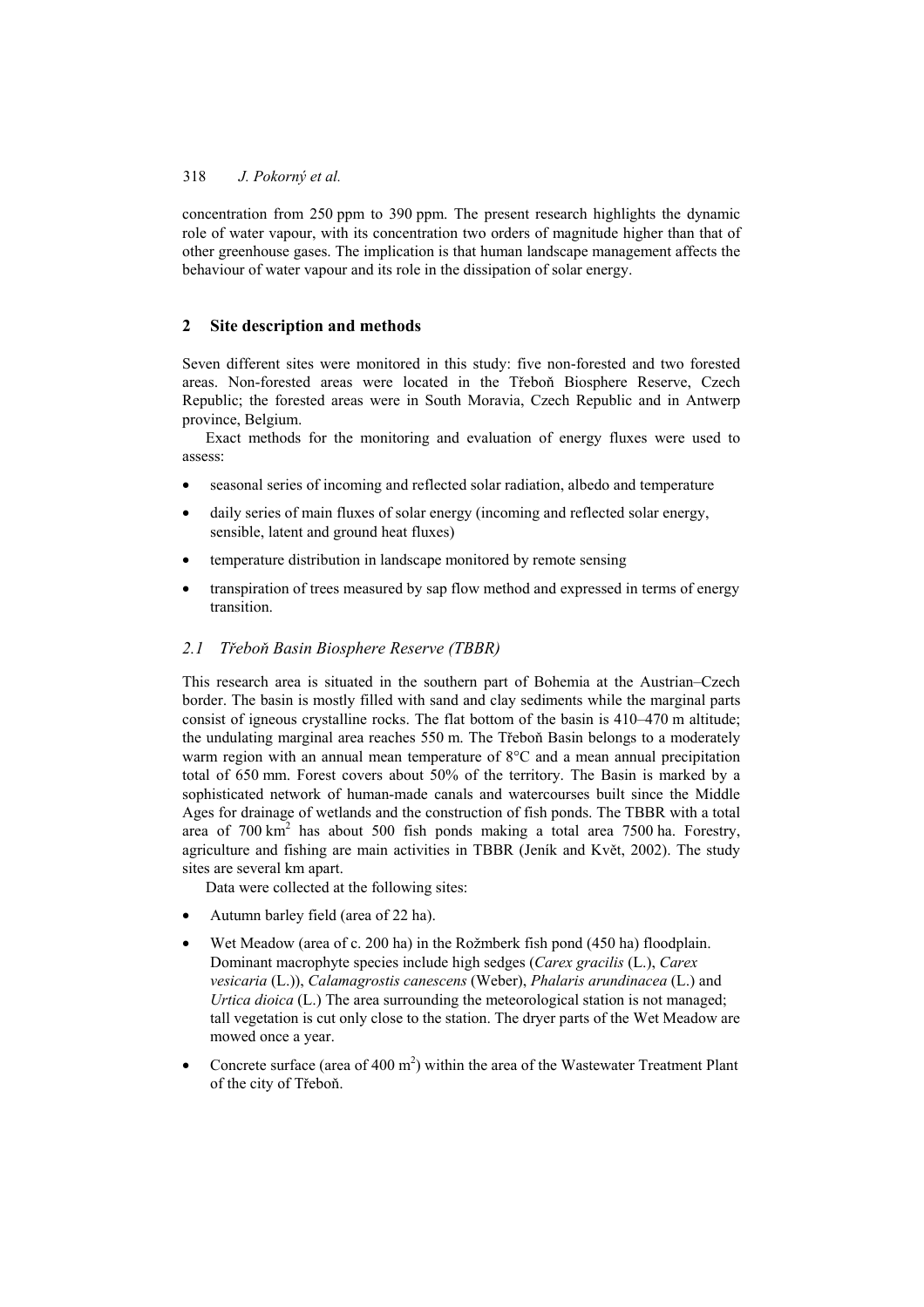concentration from 250 ppm to 390 ppm. The present research highlights the dynamic role of water vapour, with its concentration two orders of magnitude higher than that of other greenhouse gases. The implication is that human landscape management affects the behaviour of water vapour and its role in the dissipation of solar energy.

## 2 Site description and methods

Seven different sites were monitored in this study: five non-forested and two forested areas. Non-forested areas were located in the Třeboň Biosphere Reserve, Czech Republic; the forested areas were in South Moravia, Czech Republic and in Antwerp province, Belgium.

Exact methods for the monitoring and evaluation of energy fluxes were used to assess:

- seasonal series of incoming and reflected solar radiation, albedo and temperature
- daily series of main fluxes of solar energy (incoming and reflected solar energy, sensible, latent and ground heat fluxes)
- temperature distribution in landscape monitored by remote sensing
- transpiration of trees measured by sap flow method and expressed in terms of energy transition.

### *2.1 Třeboň Basin Biosphere Reserve (TBBR)*

This research area is situated in the southern part of Bohemia at the Austrian–Czech border. The basin is mostly filled with sand and clay sediments while the marginal parts consist of igneous crystalline rocks. The flat bottom of the basin is 410–470 m altitude; the undulating marginal area reaches 550 m. The Třeboň Basin belongs to a moderately warm region with an annual mean temperature of 8°C and a mean annual precipitation total of 650 mm. Forest covers about 50% of the territory. The Basin is marked by a sophisticated network of human-made canals and watercourses built since the Middle Ages for drainage of wetlands and the construction of fish ponds. The TBBR with a total area of 700 km$^2$ has about 500 fish ponds making a total area 7500 ha. Forestry, agriculture and fishing are main activities in TBBR (Jeník and Květ, 2002). The study sites are several km apart.

Data were collected at the following sites:

- Autumn barley field (area of 22 ha).
- Wet Meadow (area of c. 200 ha) in the Rožmberk fish pond (450 ha) floodplain. Dominant macrophyte species include high sedges (*Carex gracilis* (L.), *Carex vesicaria* (L.)), *Calamagrostis canescens* (Weber), *Phalaris arundinacea* (L.) and *Urtica dioica* (L.) The area surrounding the meteorological station is not managed; tall vegetation is cut only close to the station. The dryer parts of the Wet Meadow are mowed once a year.
- Concrete surface (area of 400 m$^2$) within the area of the Wastewater Treatment Plant of the city of Třeboň.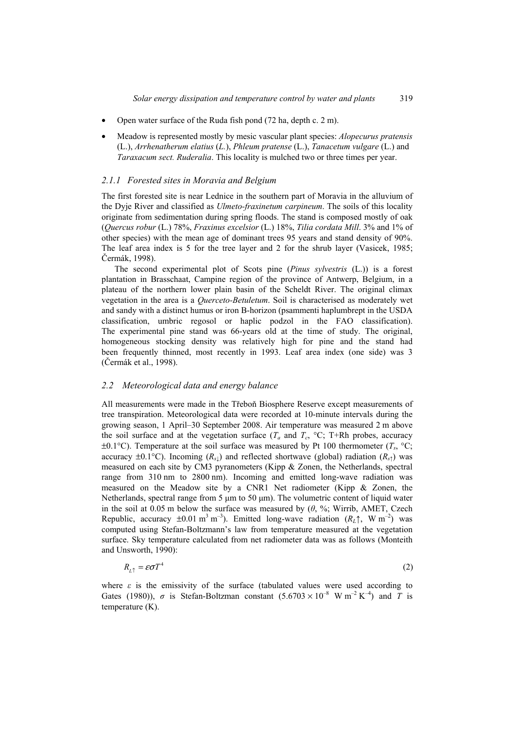- Open water surface of the Ruda fish pond (72 ha, depth c. 2 m).
- Meadow is represented mostly by mesic vascular plant species: *Alopecurus pratensis* (L.), *Arrhenatherum elatius* (*L.*), *Phleum pratense* (L.), *Tanacetum vulgare* (L.) and *Taraxacum sect. Ruderalia*. This locality is mulched two or three times per year.

### 2.1.1 Forested sites in Moravia and Belgium

The first forested site is near Lednice in the southern part of Moravia in the alluvium of the Dyje River and classified as *Ulmeto-fraxinetum carpineum*. The soils of this locality originate from sedimentation during spring floods. The stand is composed mostly of oak (*Quercus robur* (L.) 78%, *Fraxinus excelsior* (L.) 18%, *Tilia cordata Mill*. 3% and 1% of other species) with the mean age of dominant trees 95 years and stand density of 90%. The leaf area index is 5 for the tree layer and 2 for the shrub layer (Vasicek, 1985; Čermák, 1998).

The second experimental plot of Scots pine (*Pinus sylvestris* (L.)) is a forest plantation in Brasschaat, Campine region of the province of Antwerp, Belgium, in a plateau of the northern lower plain basin of the Scheldt River. The original climax vegetation in the area is a *Querceto-Betuletum*. Soil is characterised as moderately wet and sandy with a distinct humus or iron B-horizon (psammenti haplumbrept in the USDA classification, umbric regosol or haplic podzol in the FAO classification). The experimental pine stand was 66-years old at the time of study. The original, homogeneous stocking density was relatively high for pine and the stand had been frequently thinned, most recently in 1993. Leaf area index (one side) was 3 (Čermák et al., 1998).

## 2.2 Meteorological data and energy balance

All measurements were made in the Třeboň Biosphere Reserve except measurements of tree transpiration. Meteorological data were recorded at 10-minute intervals during the growing season, 1 April–30 September 2008. Air temperature was measured 2 m above the soil surface and at the vegetation surface ($T_a$ and $T_c$, °C; T+Rh probes, accuracy ±0.1°C). Temperature at the soil surface was measured by Pt 100 thermometer ($T_s$, °C; accuracy ±0.1°C). Incoming ($R_{s\downarrow}$) and reflected shortwave (global) radiation ($R_{s\uparrow}$) was measured on each site by CM3 pyranometers (Kipp & Zonen, the Netherlands, spectral range from 310 nm to 2800 nm). Incoming and emitted long-wave radiation was measured on the Meadow site by a CNR1 Net radiometer (Kipp & Zonen, the Netherlands, spectral range from 5 µm to 50 µm). The volumetric content of liquid water in the soil at 0.05 m below the surface was measured by ($\theta$, %; Wirrib, AMET, Czech Republic, accuracy ±0.01 $m^3\,m^{-3}$). Emitted long-wave radiation ($R_L\uparrow$, W $m^{-2}$) was computed using Stefan-Boltzmann's law from temperature measured at the vegetation surface. Sky temperature calculated from net radiometer data was as follows (Monteith and Unsworth, 1990):

$$R_{L\uparrow} = \varepsilon\sigma T^4 \tag{2}$$

where $\varepsilon$ is the emissivity of the surface (tabulated values were used according to Gates (1980)), $\sigma$ is Stefan-Boltzman constant ($5.6703 \times 10^{-8}$ W $m^{-2}\,K^{-4}$) and $T$ is temperature (K).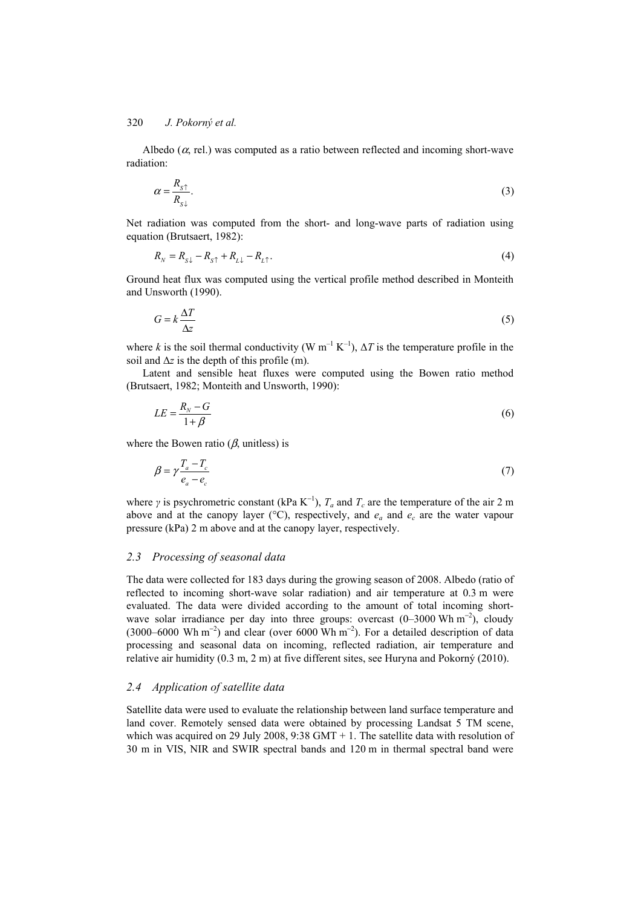Albedo ($\alpha$, rel.) was computed as a ratio between reflected and incoming short-wave radiation:

$$\alpha = \frac{R_{S\uparrow}}{R_{S\downarrow}}. \tag{3}$$

Net radiation was computed from the short- and long-wave parts of radiation using equation (Brutsaert, 1982):

$$R_N = R_{S\downarrow} - R_{S\uparrow} + R_{L\downarrow} - R_{L\uparrow}. \tag{4}$$

Ground heat flux was computed using the vertical profile method described in Monteith and Unsworth (1990).

$$G = k\frac{\Delta T}{\Delta z} \tag{5}$$

where $k$ is the soil thermal conductivity (W m$^{-1}$ K$^{-1}$), $\Delta T$ is the temperature profile in the soil and $\Delta z$ is the depth of this profile (m).

Latent and sensible heat fluxes were computed using the Bowen ratio method (Brutsaert, 1982; Monteith and Unsworth, 1990):

$$LE = \frac{R_N - G}{1 + \beta} \tag{6}$$

where the Bowen ratio ($\beta$, unitless) is

$$\beta = \gamma\frac{T_a - T_c}{e_a - e_c} \tag{7}$$

where $\gamma$ is psychrometric constant (kPa K$^{-1}$), $T_a$ and $T_c$ are the temperature of the air 2 m above and at the canopy layer (°C), respectively, and $e_a$ and $e_c$ are the water vapour pressure (kPa) 2 m above and at the canopy layer, respectively.

### 2.3 Processing of seasonal data

The data were collected for 183 days during the growing season of 2008. Albedo (ratio of reflected to incoming short-wave solar radiation) and air temperature at 0.3 m were evaluated. The data were divided according to the amount of total incoming short-wave solar irradiance per day into three groups: overcast (0–3000 Wh m$^{-2}$), cloudy (3000–6000 Wh m$^{-2}$) and clear (over 6000 Wh m$^{-2}$). For a detailed description of data processing and seasonal data on incoming, reflected radiation, air temperature and relative air humidity (0.3 m, 2 m) at five different sites, see Huryna and Pokorný (2010).

### 2.4 Application of satellite data

Satellite data were used to evaluate the relationship between land surface temperature and land cover. Remotely sensed data were obtained by processing Landsat 5 TM scene, which was acquired on 29 July 2008, 9:38 GMT + 1. The satellite data with resolution of 30 m in VIS, NIR and SWIR spectral bands and 120 m in thermal spectral band were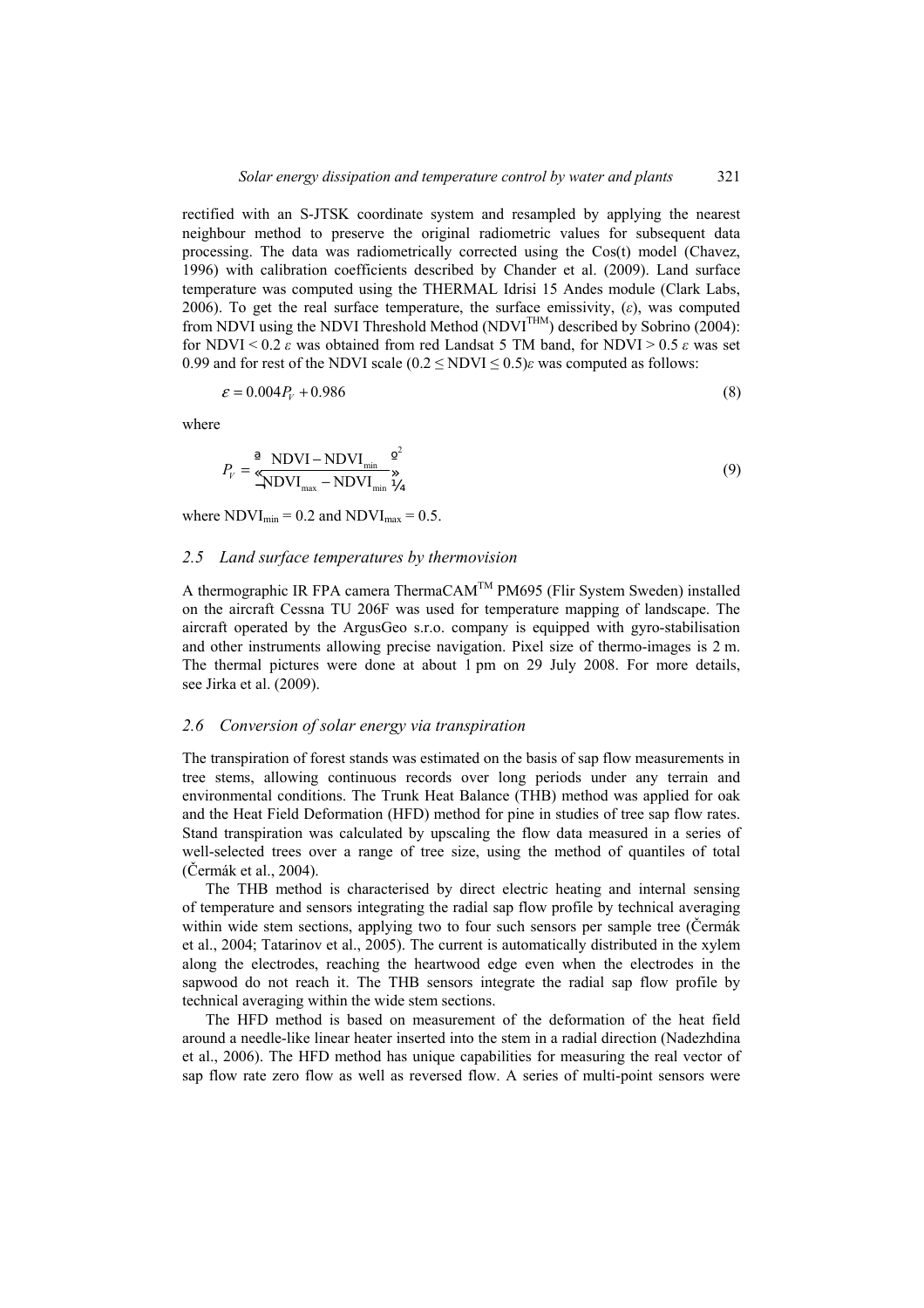rectified with an S-JTSK coordinate system and resampled by applying the nearest neighbour method to preserve the original radiometric values for subsequent data processing. The data was radiometrically corrected using the Cos(t) model (Chavez, 1996) with calibration coefficients described by Chander et al. (2009). Land surface temperature was computed using the THERMAL Idrisi 15 Andes module (Clark Labs, 2006). To get the real surface temperature, the surface emissivity, ($\varepsilon$), was computed from NDVI using the NDVI Threshold Method (NDVI$^{THM}$) described by Sobrino (2004): for NDVI < 0.2 $\varepsilon$ was obtained from red Landsat 5 TM band, for NDVI > 0.5 $\varepsilon$ was set 0.99 and for rest of the NDVI scale ($0.2 \leq \text{NDVI} \leq 0.5$)$\varepsilon$ was computed as follows:

$$\varepsilon = 0.004 P_V + 0.986 \tag{8}$$

where

$$P_V = \left[ \frac{\text{NDVI} - \text{NDVI}_{\min}}{\text{NDVI}_{\max} - \text{NDVI}_{\min}} \right]^2 \tag{9}$$

where $\text{NDVI}_{\min} = 0.2$ and $\text{NDVI}_{\max} = 0.5$.

## 2.5 Land surface temperatures by thermovision

A thermographic IR FPA camera ThermaCAM$^{TM}$ PM695 (Flir System Sweden) installed on the aircraft Cessna TU 206F was used for temperature mapping of landscape. The aircraft operated by the ArgusGeo s.r.o. company is equipped with gyro-stabilisation and other instruments allowing precise navigation. Pixel size of thermo-images is 2 m. The thermal pictures were done at about 1 pm on 29 July 2008. For more details, see Jirka et al. (2009).

## 2.6 Conversion of solar energy via transpiration

The transpiration of forest stands was estimated on the basis of sap flow measurements in tree stems, allowing continuous records over long periods under any terrain and environmental conditions. The Trunk Heat Balance (THB) method was applied for oak and the Heat Field Deformation (HFD) method for pine in studies of tree sap flow rates. Stand transpiration was calculated by upscaling the flow data measured in a series of well-selected trees over a range of tree size, using the method of quantiles of total (Čermák et al., 2004).

The THB method is characterised by direct electric heating and internal sensing of temperature and sensors integrating the radial sap flow profile by technical averaging within wide stem sections, applying two to four such sensors per sample tree (Čermák et al., 2004; Tatarinov et al., 2005). The current is automatically distributed in the xylem along the electrodes, reaching the heartwood edge even when the electrodes in the sapwood do not reach it. The THB sensors integrate the radial sap flow profile by technical averaging within the wide stem sections.

The HFD method is based on measurement of the deformation of the heat field around a needle-like linear heater inserted into the stem in a radial direction (Nadezhdina et al., 2006). The HFD method has unique capabilities for measuring the real vector of sap flow rate zero flow as well as reversed flow. A series of multi-point sensors were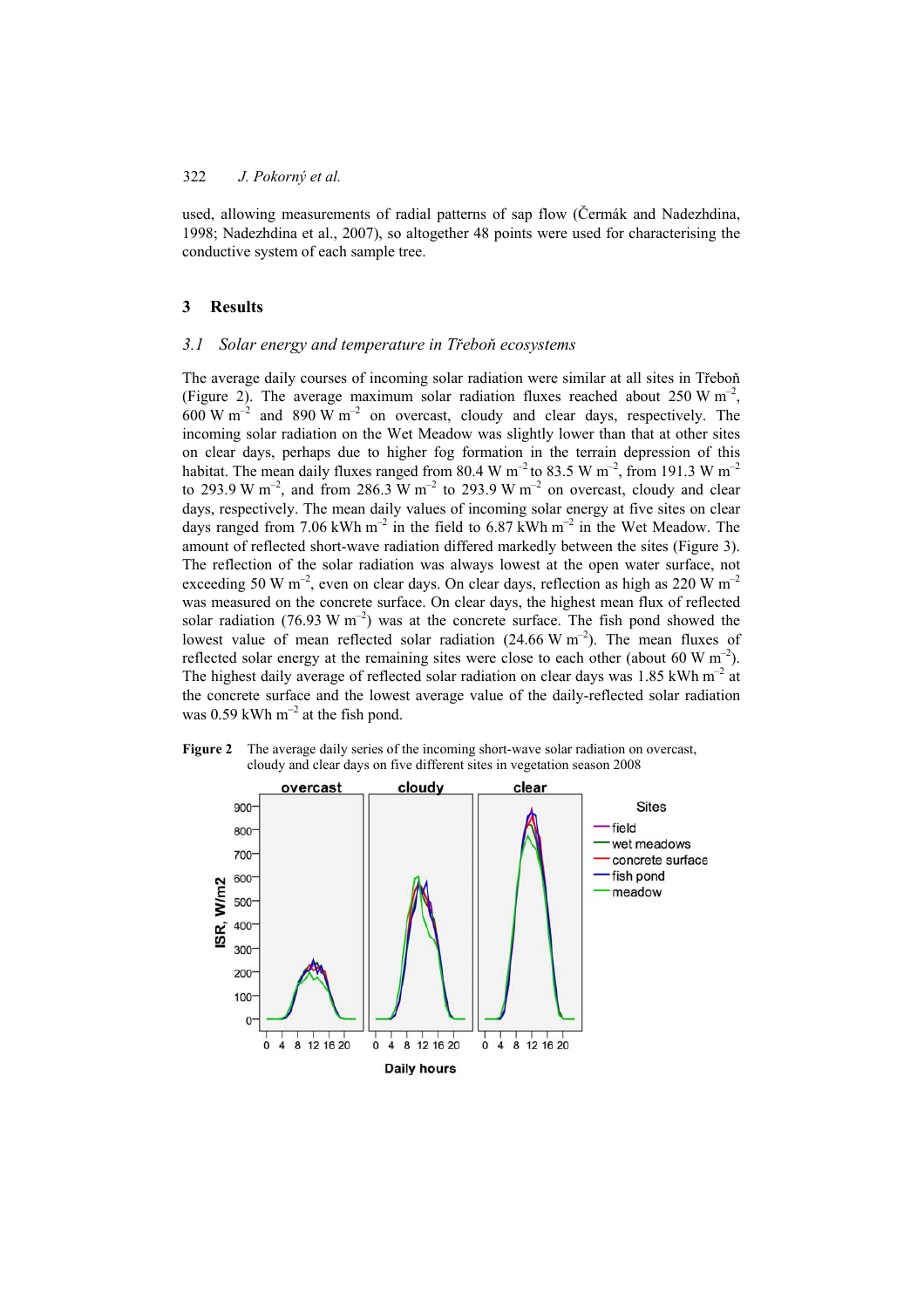used, allowing measurements of radial patterns of sap flow (Čermák and Nadezhdina, 1998; Nadezhdina et al., 2007), so altogether 48 points were used for characterising the conductive system of each sample tree.

## 3 Results

### *3.1 Solar energy and temperature in Třeboň ecosystems*

The average daily courses of incoming solar radiation were similar at all sites in Třeboň (Figure 2). The average maximum solar radiation fluxes reached about 250 W $m^{-2}$, 600 W $m^{-2}$ and 890 W $m^{-2}$ on overcast, cloudy and clear days, respectively. The incoming solar radiation on the Wet Meadow was slightly lower than that at other sites on clear days, perhaps due to higher fog formation in the terrain depression of this habitat. The mean daily fluxes ranged from 80.4 W $m^{-2}$ to 83.5 W $m^{-2}$, from 191.3 W $m^{-2}$ to 293.9 W $m^{-2}$, and from 286.3 W $m^{-2}$ to 293.9 W $m^{-2}$ on overcast, cloudy and clear days, respectively. The mean daily values of incoming solar energy at five sites on clear days ranged from 7.06 kWh $m^{-2}$ in the field to 6.87 kWh $m^{-2}$ in the Wet Meadow. The amount of reflected short-wave radiation differed markedly between the sites (Figure 3). The reflection of the solar radiation was always lowest at the open water surface, not exceeding 50 W $m^{-2}$, even on clear days. On clear days, reflection as high as 220 W $m^{-2}$ was measured on the concrete surface. On clear days, the highest mean flux of reflected solar radiation (76.93 W $m^{-2}$) was at the concrete surface. The fish pond showed the lowest value of mean reflected solar radiation (24.66 W $m^{-2}$). The mean fluxes of reflected solar energy at the remaining sites were close to each other (about 60 W $m^{-2}$). The highest daily average of reflected solar radiation on clear days was 1.85 kWh $m^{-2}$ at the concrete surface and the lowest average value of the daily-reflected solar radiation was 0.59 kWh $m^{-2}$ at the fish pond.

**Figure 2** The average daily series of the incoming short-wave solar radiation on overcast, cloudy and clear days on five different sites in vegetation season 2008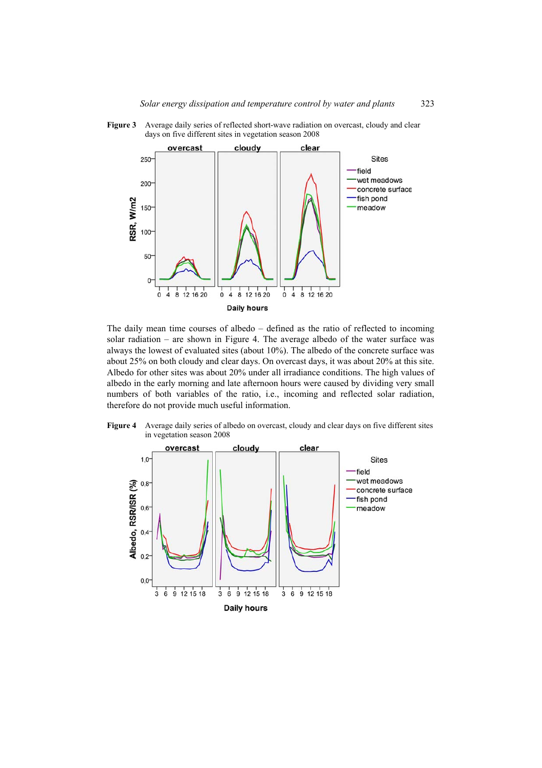**Figure 3** Average daily series of reflected short-wave radiation on overcast, cloudy and clear days on five different sites in vegetation season 2008

The daily mean time courses of albedo – defined as the ratio of reflected to incoming solar radiation – are shown in Figure 4. The average albedo of the water surface was always the lowest of evaluated sites (about 10%). The albedo of the concrete surface was about 25% on both cloudy and clear days. On overcast days, it was about 20% at this site. Albedo for other sites was about 20% under all irradiance conditions. The high values of albedo in the early morning and late afternoon hours were caused by dividing very small numbers of both variables of the ratio, i.e., incoming and reflected solar radiation, therefore do not provide much useful information.

**Figure 4** Average daily series of albedo on overcast, cloudy and clear days on five different sites in vegetation season 2008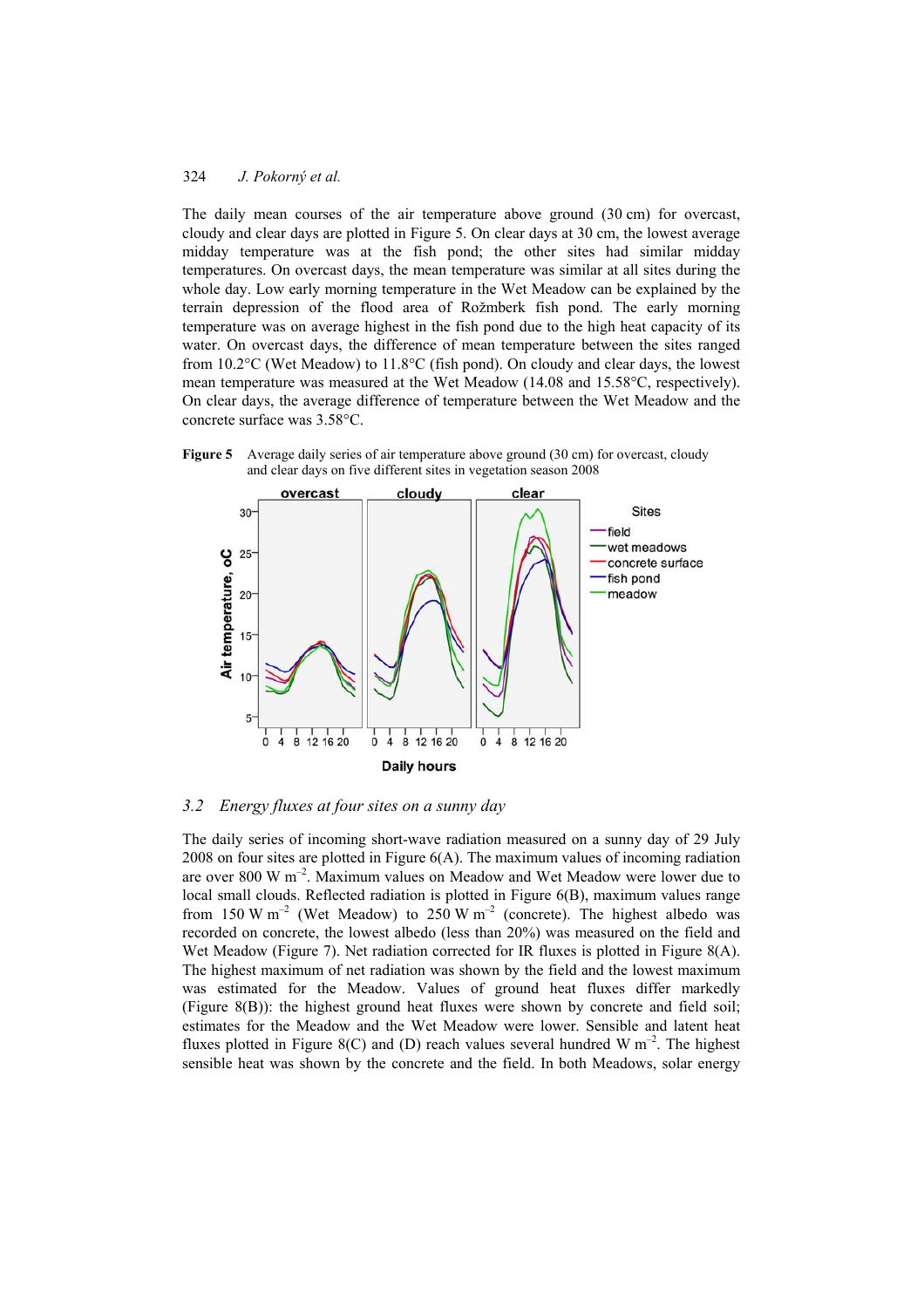The daily mean courses of the air temperature above ground (30 cm) for overcast, cloudy and clear days are plotted in Figure 5. On clear days at 30 cm, the lowest average midday temperature was at the fish pond; the other sites had similar midday temperatures. On overcast days, the mean temperature was similar at all sites during the whole day. Low early morning temperature in the Wet Meadow can be explained by the terrain depression of the flood area of Rožmberk fish pond. The early morning temperature was on average highest in the fish pond due to the high heat capacity of its water. On overcast days, the difference of mean temperature between the sites ranged from 10.2°C (Wet Meadow) to 11.8°C (fish pond). On cloudy and clear days, the lowest mean temperature was measured at the Wet Meadow (14.08 and 15.58°C, respectively). On clear days, the average difference of temperature between the Wet Meadow and the concrete surface was 3.58°C.

**Figure 5** Average daily series of air temperature above ground (30 cm) for overcast, cloudy and clear days on five different sites in vegetation season 2008

### 3.2 *Energy fluxes at four sites on a sunny day*

The daily series of incoming short-wave radiation measured on a sunny day of 29 July 2008 on four sites are plotted in Figure 6(A). The maximum values of incoming radiation are over 800 W m$^{-2}$. Maximum values on Meadow and Wet Meadow were lower due to local small clouds. Reflected radiation is plotted in Figure 6(B), maximum values range from 150 W m$^{-2}$ (Wet Meadow) to 250 W m$^{-2}$ (concrete). The highest albedo was recorded on concrete, the lowest albedo (less than 20%) was measured on the field and Wet Meadow (Figure 7). Net radiation corrected for IR fluxes is plotted in Figure 8(A). The highest maximum of net radiation was shown by the field and the lowest maximum was estimated for the Meadow. Values of ground heat fluxes differ markedly (Figure 8(B)): the highest ground heat fluxes were shown by concrete and field soil; estimates for the Meadow and the Wet Meadow were lower. Sensible and latent heat fluxes plotted in Figure 8(C) and (D) reach values several hundred W m$^{-2}$. The highest sensible heat was shown by the concrete and the field. In both Meadows, solar energy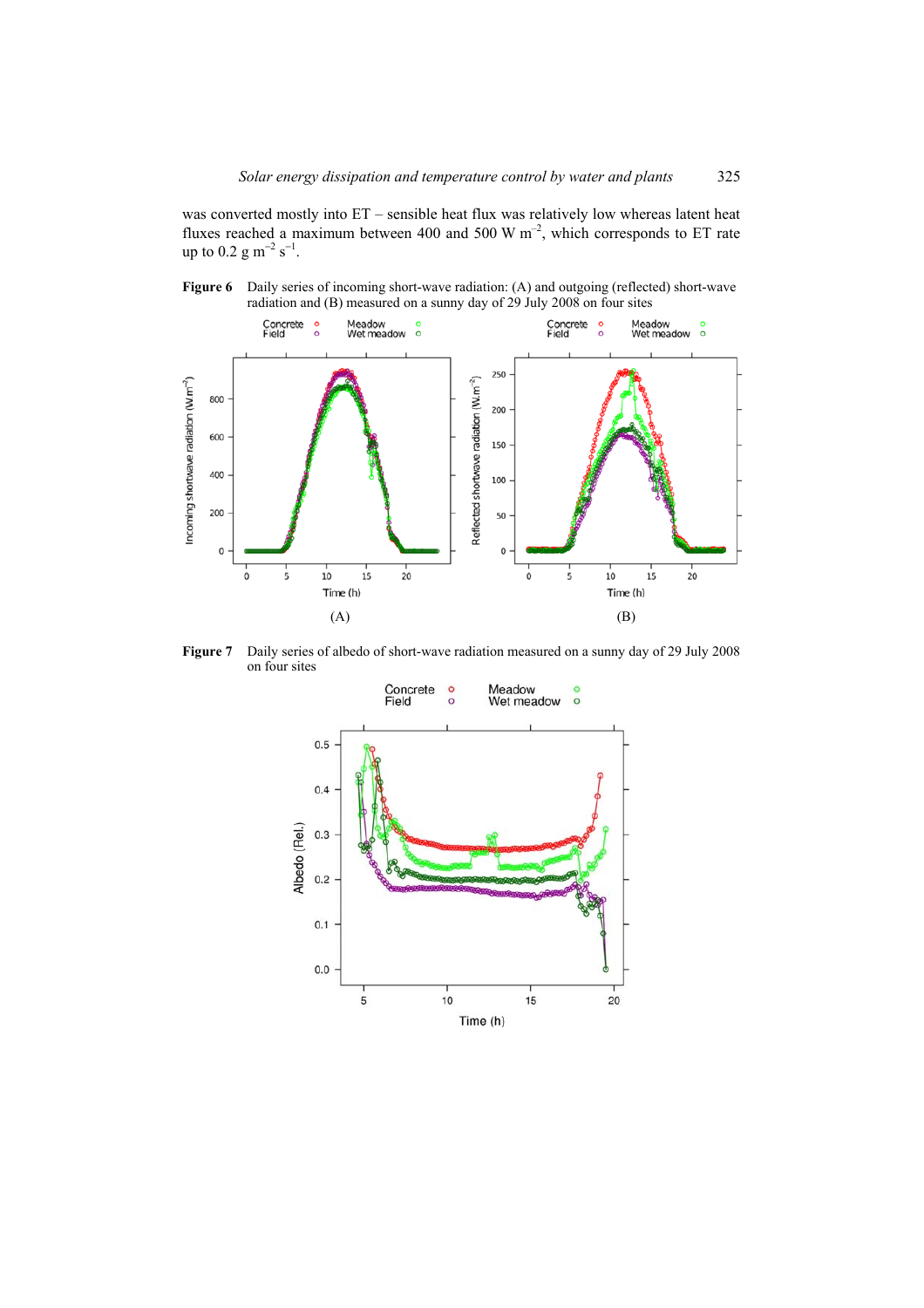was converted mostly into ET – sensible heat flux was relatively low whereas latent heat fluxes reached a maximum between 400 and 500 W m$^{-2}$, which corresponds to ET rate up to 0.2 g m$^{-2}$ s$^{-1}$.

**Figure 6** Daily series of incoming short-wave radiation: (A) and outgoing (reflected) short-wave radiation and (B) measured on a sunny day of 29 July 2008 on four sites

**Figure 7** Daily series of albedo of short-wave radiation measured on a sunny day of 29 July 2008 on four sites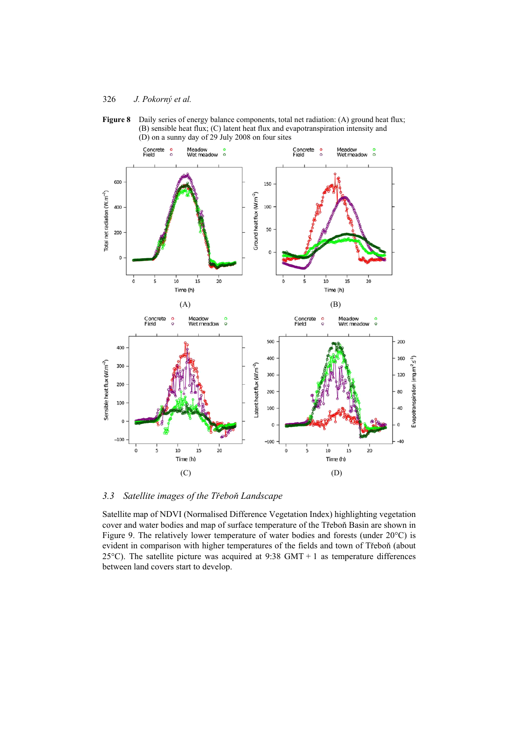**Figure 8** Daily series of energy balance components, total net radiation: (A) ground heat flux; (B) sensible heat flux; (C) latent heat flux and evapotranspiration intensity and (D) on a sunny day of 29 July 2008 on four sites

### 3.3 *Satellite images of the Třeboň Landscape*

Satellite map of NDVI (Normalised Difference Vegetation Index) highlighting vegetation cover and water bodies and map of surface temperature of the Třeboň Basin are shown in Figure 9. The relatively lower temperature of water bodies and forests (under 20°C) is evident in comparison with higher temperatures of the fields and town of Třeboň (about 25°C). The satellite picture was acquired at 9:38 GMT + 1 as temperature differences between land covers start to develop.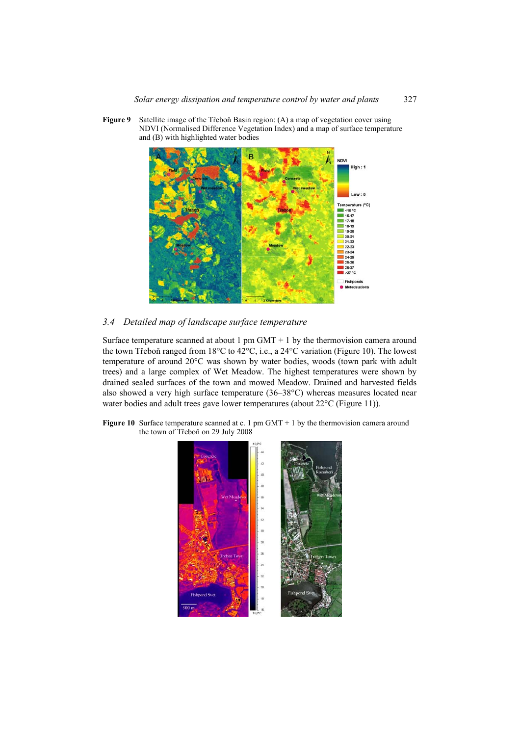**Figure 9** Satellite image of the Třeboň Basin region: (A) a map of vegetation cover using NDVI (Normalised Difference Vegetation Index) and a map of surface temperature and (B) with highlighted water bodies

### 3.4 *Detailed map of landscape surface temperature*

Surface temperature scanned at about 1 pm GMT + 1 by the thermovision camera around the town Třeboň ranged from 18°C to 42°C, i.e., a 24°C variation (Figure 10). The lowest temperature of around 20°C was shown by water bodies, woods (town park with adult trees) and a large complex of Wet Meadow. The highest temperatures were shown by drained sealed surfaces of the town and mowed Meadow. Drained and harvested fields also showed a very high surface temperature (36–38°C) whereas measures located near water bodies and adult trees gave lower temperatures (about 22°C (Figure 11)).

**Figure 10** Surface temperature scanned at c. 1 pm GMT + 1 by the thermovision camera around the town of Třeboň on 29 July 2008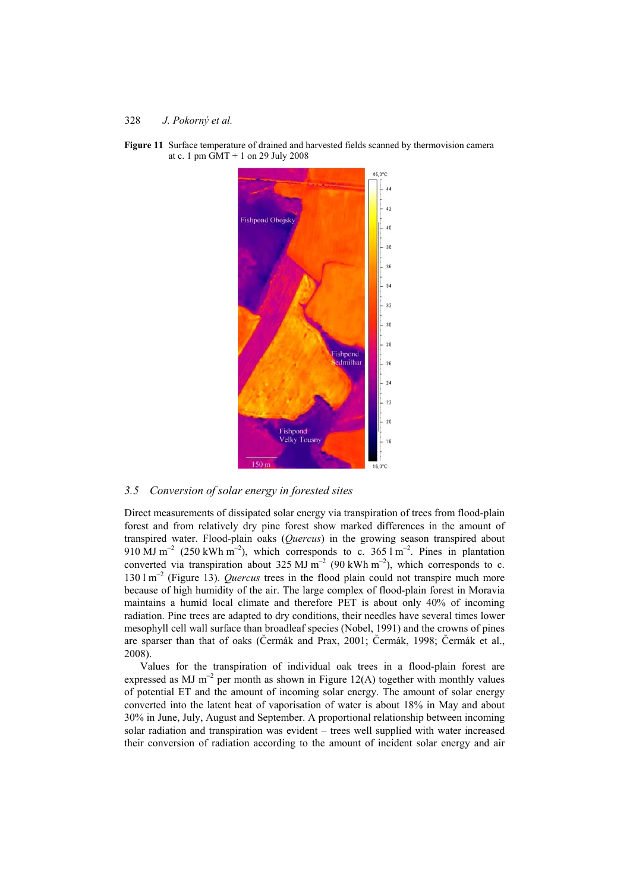**Figure 11** Surface temperature of drained and harvested fields scanned by thermovision camera at c. 1 pm GMT + 1 on 29 July 2008

### 3.5 *Conversion of solar energy in forested sites*

Direct measurements of dissipated solar energy via transpiration of trees from flood-plain forest and from relatively dry pine forest show marked differences in the amount of transpired water. Flood-plain oaks (*Quercus*) in the growing season transpired about 910 MJ $m^{-2}$ (250 kWh $m^{-2}$), which corresponds to c. 365 l $m^{-2}$. Pines in plantation converted via transpiration about 325 MJ $m^{-2}$ (90 kWh $m^{-2}$), which corresponds to c. 130 l $m^{-2}$ (Figure 13). *Quercus* trees in the flood plain could not transpire much more because of high humidity of the air. The large complex of flood-plain forest in Moravia maintains a humid local climate and therefore PET is about only 40% of incoming radiation. Pine trees are adapted to dry conditions, their needles have several times lower mesophyll cell wall surface than broadleaf species (Nobel, 1991) and the crowns of pines are sparser than that of oaks (Čermák and Prax, 2001; Čermák, 1998; Čermák et al., 2008).

Values for the transpiration of individual oak trees in a flood-plain forest are expressed as MJ $m^{-2}$ per month as shown in Figure 12(A) together with monthly values of potential ET and the amount of incoming solar energy. The amount of solar energy converted into the latent heat of vaporisation of water is about 18% in May and about 30% in June, July, August and September. A proportional relationship between incoming solar radiation and transpiration was evident – trees well supplied with water increased their conversion of radiation according to the amount of incident solar energy and air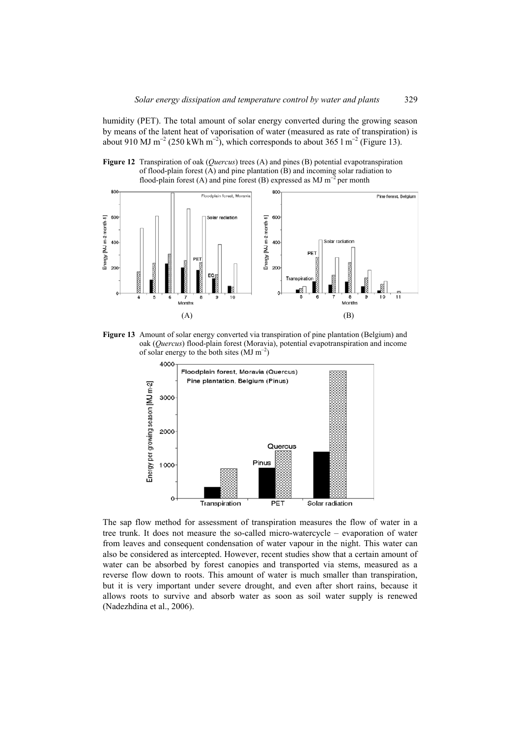humidity (PET). The total amount of solar energy converted during the growing season by means of the latent heat of vaporisation of water (measured as rate of transpiration) is about 910 MJ $m^{-2}$ (250 kWh $m^{-2}$), which corresponds to about 365 l $m^{-2}$ (Figure 13).

**Figure 12** Transpiration of oak (*Quercus*) trees (A) and pines (B) potential evapotranspiration of flood-plain forest (A) and pine plantation (B) and incoming solar radiation to flood-plain forest (A) and pine forest (B) expressed as MJ $m^{-2}$ per month

**Figure 13** Amount of solar energy converted via transpiration of pine plantation (Belgium) and oak (*Quercus*) flood-plain forest (Moravia), potential evapotranspiration and income of solar energy to the both sites (MJ $m^{-2}$)

The sap flow method for assessment of transpiration measures the flow of water in a tree trunk. It does not measure the so-called micro-watercycle – evaporation of water from leaves and consequent condensation of water vapour in the night. This water can also be considered as intercepted. However, recent studies show that a certain amount of water can be absorbed by forest canopies and transported via stems, measured as a reverse flow down to roots. This amount of water is much smaller than transpiration, but it is very important under severe drought, and even after short rains, because it allows roots to survive and absorb water as soon as soil water supply is renewed (Nadezhdina et al., 2006).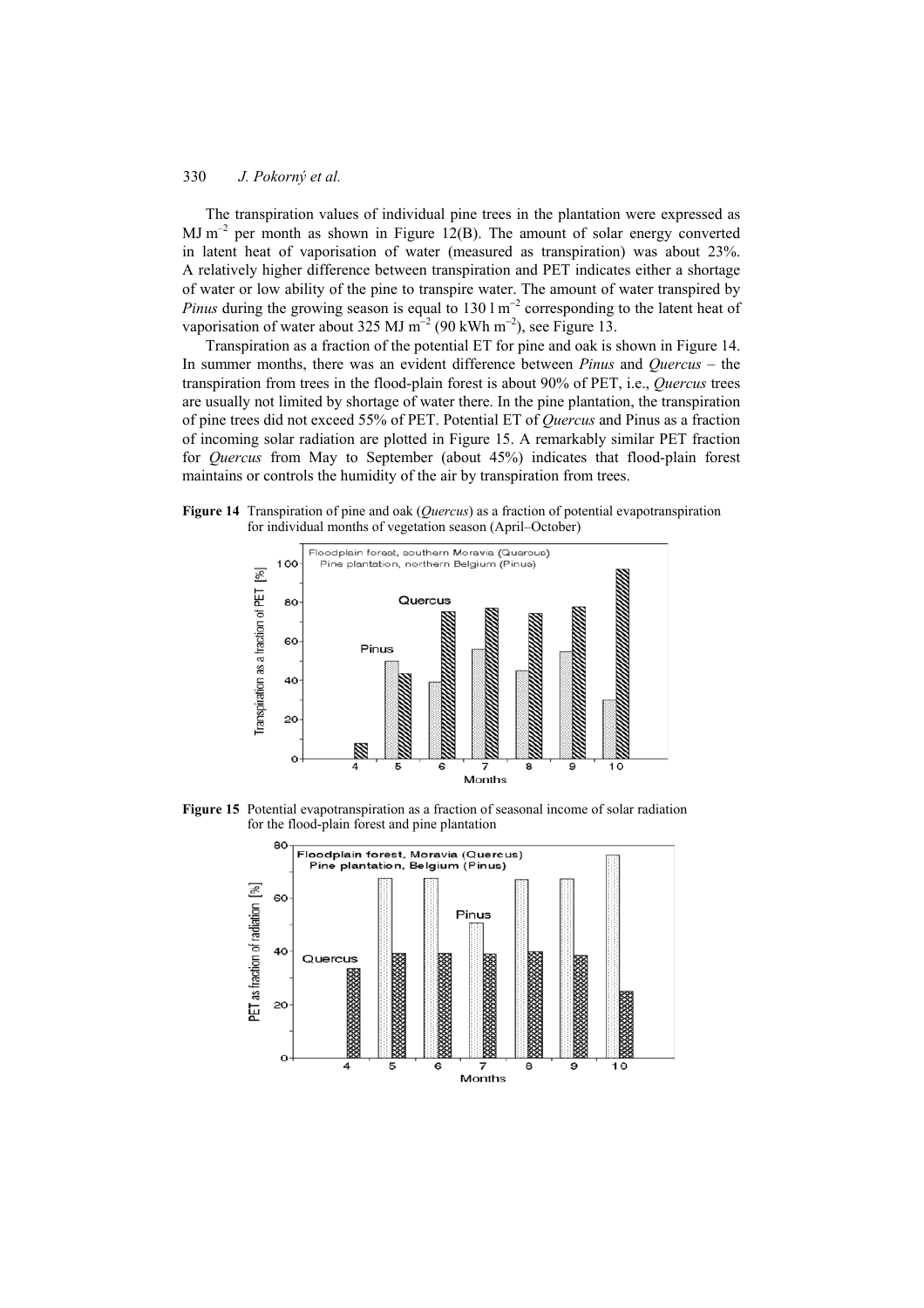The transpiration values of individual pine trees in the plantation were expressed as MJ $m^{-2}$ per month as shown in Figure 12(B). The amount of solar energy converted in latent heat of vaporisation of water (measured as transpiration) was about 23%. A relatively higher difference between transpiration and PET indicates either a shortage of water or low ability of the pine to transpire water. The amount of water transpired by *Pinus* during the growing season is equal to 130 l $m^{-2}$ corresponding to the latent heat of vaporisation of water about 325 MJ $m^{-2}$ (90 kWh $m^{-2}$), see Figure 13.

Transpiration as a fraction of the potential ET for pine and oak is shown in Figure 14. In summer months, there was an evident difference between *Pinus* and *Quercus* – the transpiration from trees in the flood-plain forest is about 90% of PET, i.e., *Quercus* trees are usually not limited by shortage of water there. In the pine plantation, the transpiration of pine trees did not exceed 55% of PET. Potential ET of *Quercus* and Pinus as a fraction of incoming solar radiation are plotted in Figure 15. A remarkably similar PET fraction for *Quercus* from May to September (about 45%) indicates that flood-plain forest maintains or controls the humidity of the air by transpiration from trees.

**Figure 14** Transpiration of pine and oak (*Quercus*) as a fraction of potential evapotranspiration for individual months of vegetation season (April–October)

**Figure 15** Potential evapotranspiration as a fraction of seasonal income of solar radiation for the flood-plain forest and pine plantation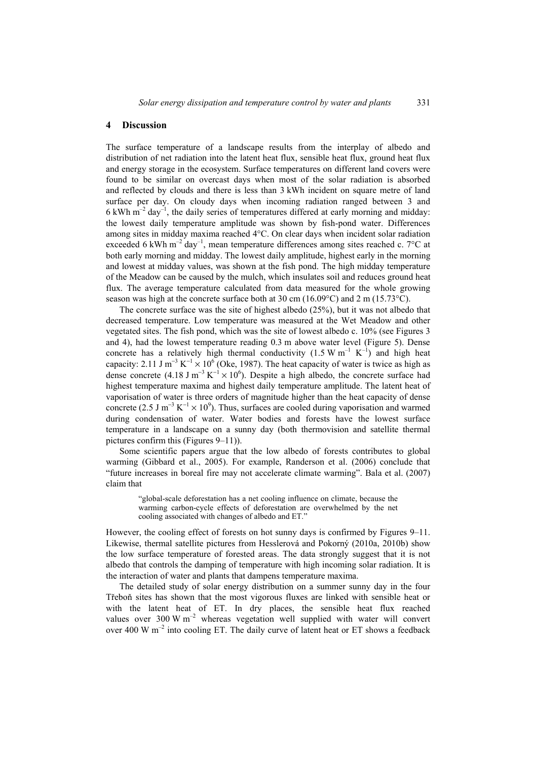## 4 Discussion

The surface temperature of a landscape results from the interplay of albedo and distribution of net radiation into the latent heat flux, sensible heat flux, ground heat flux and energy storage in the ecosystem. Surface temperatures on different land covers were found to be similar on overcast days when most of the solar radiation is absorbed and reflected by clouds and there is less than 3 kWh incident on square metre of land surface per day. On cloudy days when incoming radiation ranged between 3 and 6 kWh $m^{-2}$ $day^{-1}$, the daily series of temperatures differed at early morning and midday: the lowest daily temperature amplitude was shown by fish-pond water. Differences among sites in midday maxima reached 4°C. On clear days when incident solar radiation exceeded 6 kWh $m^{-2}$ $day^{-1}$, mean temperature differences among sites reached c. 7°C at both early morning and midday. The lowest daily amplitude, highest early in the morning and lowest at midday values, was shown at the fish pond. The high midday temperature of the Meadow can be caused by the mulch, which insulates soil and reduces ground heat flux. The average temperature calculated from data measured for the whole growing season was high at the concrete surface both at 30 cm (16.09°C) and 2 m (15.73°C).

The concrete surface was the site of highest albedo (25%), but it was not albedo that decreased temperature. Low temperature was measured at the Wet Meadow and other vegetated sites. The fish pond, which was the site of lowest albedo c. 10% (see Figures 3 and 4), had the lowest temperature reading 0.3 m above water level (Figure 5). Dense concrete has a relatively high thermal conductivity (1.5 W $m^{-1}$ $K^{-1}$) and high heat capacity: 2.11 J $m^{-3}$ $K^{-1} \times 10^{6}$ (Oke, 1987). The heat capacity of water is twice as high as dense concrete (4.18 J $m^{-3}$ $K^{-1} \times 10^{6}$). Despite a high albedo, the concrete surface had highest temperature maxima and highest daily temperature amplitude. The latent heat of vaporisation of water is three orders of magnitude higher than the heat capacity of dense concrete (2.5 J $m^{-3}$ $K^{-1} \times 10^{9}$). Thus, surfaces are cooled during vaporisation and warmed during condensation of water. Water bodies and forests have the lowest surface temperature in a landscape on a sunny day (both thermovision and satellite thermal pictures confirm this (Figures 9–11)).

Some scientific papers argue that the low albedo of forests contributes to global warming (Gibbard et al., 2005). For example, Randerson et al. (2006) conclude that "future increases in boreal fire may not accelerate climate warming". Bala et al. (2007) claim that

> "global-scale deforestation has a net cooling influence on climate, because the warming carbon-cycle effects of deforestation are overwhelmed by the net cooling associated with changes of albedo and ET."

However, the cooling effect of forests on hot sunny days is confirmed by Figures 9–11. Likewise, thermal satellite pictures from Hesslerová and Pokorný (2010a, 2010b) show the low surface temperature of forested areas. The data strongly suggest that it is not albedo that controls the damping of temperature with high incoming solar radiation. It is the interaction of water and plants that dampens temperature maxima.

The detailed study of solar energy distribution on a summer sunny day in the four Třeboň sites has shown that the most vigorous fluxes are linked with sensible heat or with the latent heat of ET. In dry places, the sensible heat flux reached values over 300 W $m^{-2}$ whereas vegetation well supplied with water will convert over 400 W $m^{-2}$ into cooling ET. The daily curve of latent heat or ET shows a feedback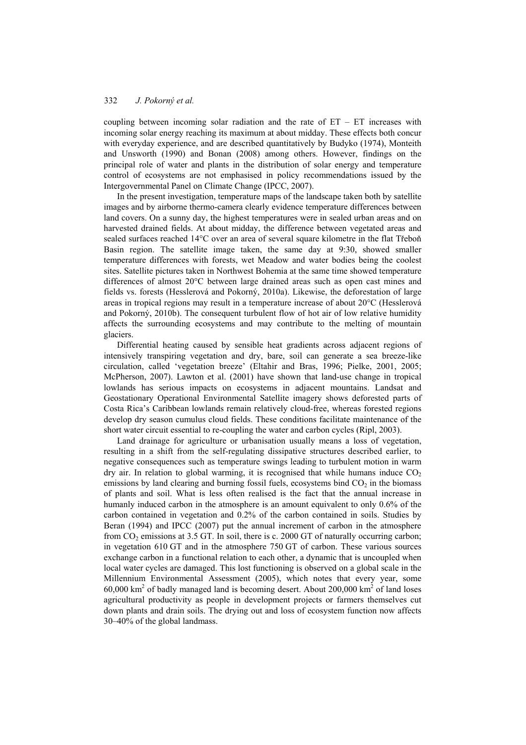coupling between incoming solar radiation and the rate of ET – ET increases with incoming solar energy reaching its maximum at about midday. These effects both concur with everyday experience, and are described quantitatively by Budyko (1974), Monteith and Unsworth (1990) and Bonan (2008) among others. However, findings on the principal role of water and plants in the distribution of solar energy and temperature control of ecosystems are not emphasised in policy recommendations issued by the Intergovernmental Panel on Climate Change (IPCC, 2007).

In the present investigation, temperature maps of the landscape taken both by satellite images and by airborne thermo-camera clearly evidence temperature differences between land covers. On a sunny day, the highest temperatures were in sealed urban areas and on harvested drained fields. At about midday, the difference between vegetated areas and sealed surfaces reached 14°C over an area of several square kilometre in the flat Třeboň Basin region. The satellite image taken, the same day at 9:30, showed smaller temperature differences with forests, wet Meadow and water bodies being the coolest sites. Satellite pictures taken in Northwest Bohemia at the same time showed temperature differences of almost 20°C between large drained areas such as open cast mines and fields vs. forests (Hesslerová and Pokorný, 2010a). Likewise, the deforestation of large areas in tropical regions may result in a temperature increase of about 20°C (Hesslerová and Pokorný, 2010b). The consequent turbulent flow of hot air of low relative humidity affects the surrounding ecosystems and may contribute to the melting of mountain glaciers.

Differential heating caused by sensible heat gradients across adjacent regions of intensively transpiring vegetation and dry, bare, soil can generate a sea breeze-like circulation, called 'vegetation breeze' (Eltahir and Bras, 1996; Pielke, 2001, 2005; McPherson, 2007). Lawton et al. (2001) have shown that land-use change in tropical lowlands has serious impacts on ecosystems in adjacent mountains. Landsat and Geostationary Operational Environmental Satellite imagery shows deforested parts of Costa Rica's Caribbean lowlands remain relatively cloud-free, whereas forested regions develop dry season cumulus cloud fields. These conditions facilitate maintenance of the short water circuit essential to re-coupling the water and carbon cycles (Ripl, 2003).

Land drainage for agriculture or urbanisation usually means a loss of vegetation, resulting in a shift from the self-regulating dissipative structures described earlier, to negative consequences such as temperature swings leading to turbulent motion in warm dry air. In relation to global warming, it is recognised that while humans induce $CO_2$ emissions by land clearing and burning fossil fuels, ecosystems bind $CO_2$ in the biomass of plants and soil. What is less often realised is the fact that the annual increase in humanly induced carbon in the atmosphere is an amount equivalent to only 0.6% of the carbon contained in vegetation and 0.2% of the carbon contained in soils. Studies by Beran (1994) and IPCC (2007) put the annual increment of carbon in the atmosphere from $CO_2$ emissions at 3.5 GT. In soil, there is c. 2000 GT of naturally occurring carbon; in vegetation 610 GT and in the atmosphere 750 GT of carbon. These various sources exchange carbon in a functional relation to each other, a dynamic that is uncoupled when local water cycles are damaged. This lost functioning is observed on a global scale in the Millennium Environmental Assessment (2005), which notes that every year, some 60,000 km$^2$ of badly managed land is becoming desert. About 200,000 km$^2$ of land loses agricultural productivity as people in development projects or farmers themselves cut down plants and drain soils. The drying out and loss of ecosystem function now affects 30–40% of the global landmass.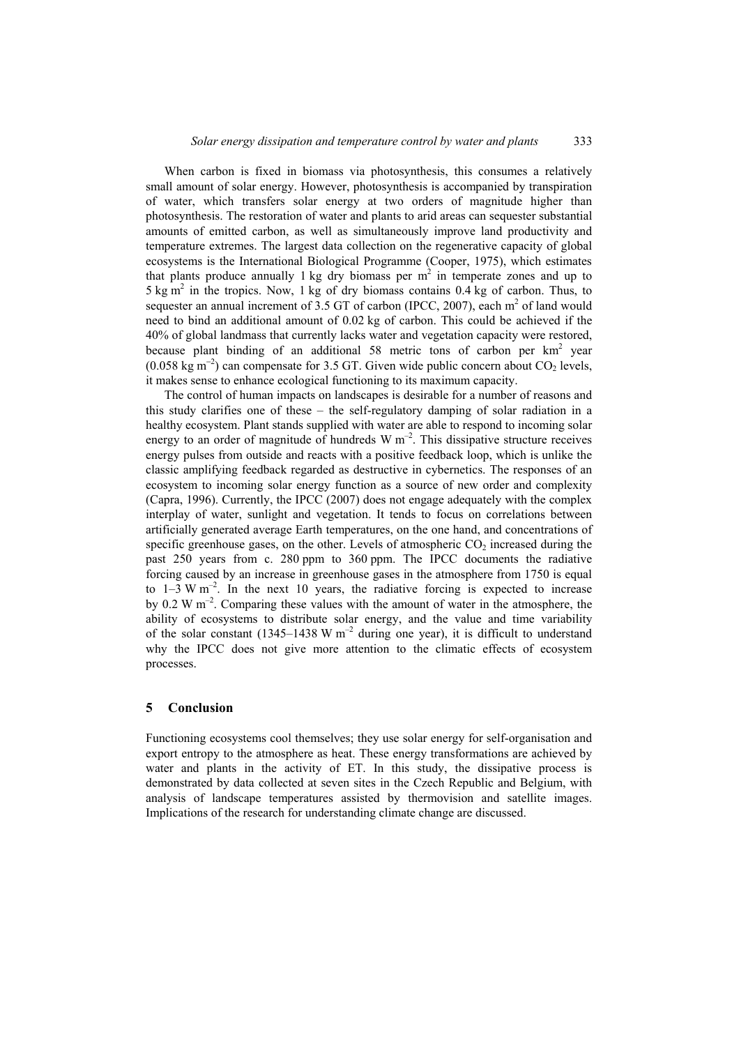When carbon is fixed in biomass via photosynthesis, this consumes a relatively small amount of solar energy. However, photosynthesis is accompanied by transpiration of water, which transfers solar energy at two orders of magnitude higher than photosynthesis. The restoration of water and plants to arid areas can sequester substantial amounts of emitted carbon, as well as simultaneously improve land productivity and temperature extremes. The largest data collection on the regenerative capacity of global ecosystems is the International Biological Programme (Cooper, 1975), which estimates that plants produce annually 1 kg dry biomass per $m^2$ in temperate zones and up to 5 kg $m^2$ in the tropics. Now, 1 kg of dry biomass contains 0.4 kg of carbon. Thus, to sequester an annual increment of 3.5 GT of carbon (IPCC, 2007), each $m^2$ of land would need to bind an additional amount of 0.02 kg of carbon. This could be achieved if the 40% of global landmass that currently lacks water and vegetation capacity were restored, because plant binding of an additional 58 metric tons of carbon per $km^2$ year (0.058 kg $m^{-2}$) can compensate for 3.5 GT. Given wide public concern about $CO_2$ levels, it makes sense to enhance ecological functioning to its maximum capacity.

The control of human impacts on landscapes is desirable for a number of reasons and this study clarifies one of these – the self-regulatory damping of solar radiation in a healthy ecosystem. Plant stands supplied with water are able to respond to incoming solar energy to an order of magnitude of hundreds W $m^{-2}$. This dissipative structure receives energy pulses from outside and reacts with a positive feedback loop, which is unlike the classic amplifying feedback regarded as destructive in cybernetics. The responses of an ecosystem to incoming solar energy function as a source of new order and complexity (Capra, 1996). Currently, the IPCC (2007) does not engage adequately with the complex interplay of water, sunlight and vegetation. It tends to focus on correlations between artificially generated average Earth temperatures, on the one hand, and concentrations of specific greenhouse gases, on the other. Levels of atmospheric $CO_2$ increased during the past 250 years from c. 280 ppm to 360 ppm. The IPCC documents the radiative forcing caused by an increase in greenhouse gases in the atmosphere from 1750 is equal to 1–3 W $m^{-2}$. In the next 10 years, the radiative forcing is expected to increase by 0.2 W $m^{-2}$. Comparing these values with the amount of water in the atmosphere, the ability of ecosystems to distribute solar energy, and the value and time variability of the solar constant (1345–1438 W $m^{-2}$ during one year), it is difficult to understand why the IPCC does not give more attention to the climatic effects of ecosystem processes.

## 5 Conclusion

Functioning ecosystems cool themselves; they use solar energy for self-organisation and export entropy to the atmosphere as heat. These energy transformations are achieved by water and plants in the activity of ET. In this study, the dissipative process is demonstrated by data collected at seven sites in the Czech Republic and Belgium, with analysis of landscape temperatures assisted by thermovision and satellite images. Implications of the research for understanding climate change are discussed.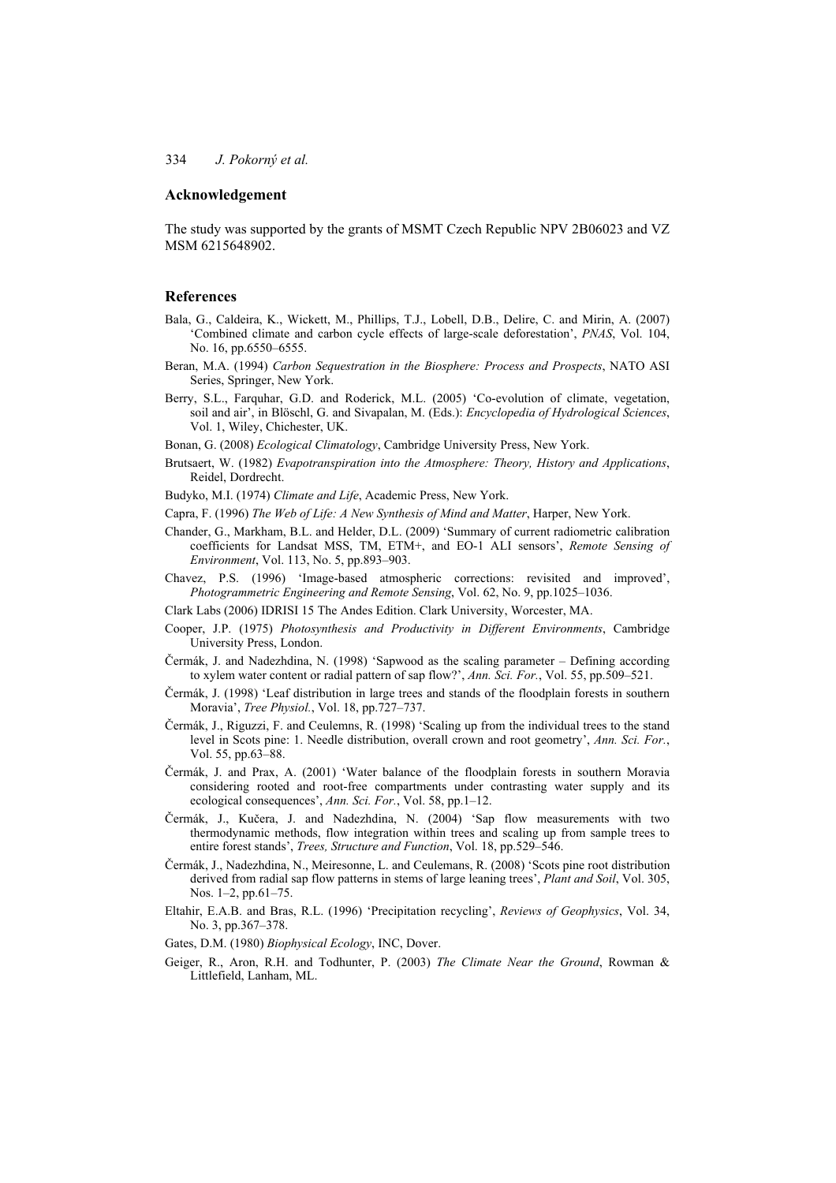## Acknowledgement

The study was supported by the grants of MSMT Czech Republic NPV 2B06023 and VZ MSM 6215648902.

## References

Bala, G., Caldeira, K., Wickett, M., Phillips, T.J., Lobell, D.B., Delire, C. and Mirin, A. (2007) 'Combined climate and carbon cycle effects of large-scale deforestation', *PNAS*, Vol. 104, No. 16, pp.6550–6555.

Beran, M.A. (1994) *Carbon Sequestration in the Biosphere: Process and Prospects*, NATO ASI Series, Springer, New York.

Berry, S.L., Farquhar, G.D. and Roderick, M.L. (2005) 'Co-evolution of climate, vegetation, soil and air', in Blöschl, G. and Sivapalan, M. (Eds.): *Encyclopedia of Hydrological Sciences*, Vol. 1, Wiley, Chichester, UK.

Bonan, G. (2008) *Ecological Climatology*, Cambridge University Press, New York.

Brutsaert, W. (1982) *Evapotranspiration into the Atmosphere: Theory, History and Applications*, Reidel, Dordrecht.

Budyko, M.I. (1974) *Climate and Life*, Academic Press, New York.

Capra, F. (1996) *The Web of Life: A New Synthesis of Mind and Matter*, Harper, New York.

Chander, G., Markham, B.L. and Helder, D.L. (2009) 'Summary of current radiometric calibration coefficients for Landsat MSS, TM, ETM+, and EO-1 ALI sensors', *Remote Sensing of Environment*, Vol. 113, No. 5, pp.893–903.

Chavez, P.S. (1996) 'Image-based atmospheric corrections: revisited and improved', *Photogrammetric Engineering and Remote Sensing*, Vol. 62, No. 9, pp.1025–1036.

Clark Labs (2006) IDRISI 15 The Andes Edition. Clark University, Worcester, MA.

Cooper, J.P. (1975) *Photosynthesis and Productivity in Different Environments*, Cambridge University Press, London.

Čermák, J. and Nadezhdina, N. (1998) 'Sapwood as the scaling parameter – Defining according to xylem water content or radial pattern of sap flow?', *Ann. Sci. For.*, Vol. 55, pp.509–521.

Čermák, J. (1998) 'Leaf distribution in large trees and stands of the floodplain forests in southern Moravia', *Tree Physiol.*, Vol. 18, pp.727–737.

Čermák, J., Riguzzi, F. and Ceulemns, R. (1998) 'Scaling up from the individual trees to the stand level in Scots pine: 1. Needle distribution, overall crown and root geometry', *Ann. Sci. For.*, Vol. 55, pp.63–88.

Čermák, J. and Prax, A. (2001) 'Water balance of the floodplain forests in southern Moravia considering rooted and root-free compartments under contrasting water supply and its ecological consequences', *Ann. Sci. For.*, Vol. 58, pp.1–12.

Čermák, J., Kučera, J. and Nadezhdina, N. (2004) 'Sap flow measurements with two thermodynamic methods, flow integration within trees and scaling up from sample trees to entire forest stands', *Trees, Structure and Function*, Vol. 18, pp.529–546.

Čermák, J., Nadezhdina, N., Meiresonne, L. and Ceulemans, R. (2008) 'Scots pine root distribution derived from radial sap flow patterns in stems of large leaning trees', *Plant and Soil*, Vol. 305, Nos. 1–2, pp.61–75.

Eltahir, E.A.B. and Bras, R.L. (1996) 'Precipitation recycling', *Reviews of Geophysics*, Vol. 34, No. 3, pp.367–378.

Gates, D.M. (1980) *Biophysical Ecology*, INC, Dover.

Geiger, R., Aron, R.H. and Todhunter, P. (2003) *The Climate Near the Ground*, Rowman & Littlefield, Lanham, ML.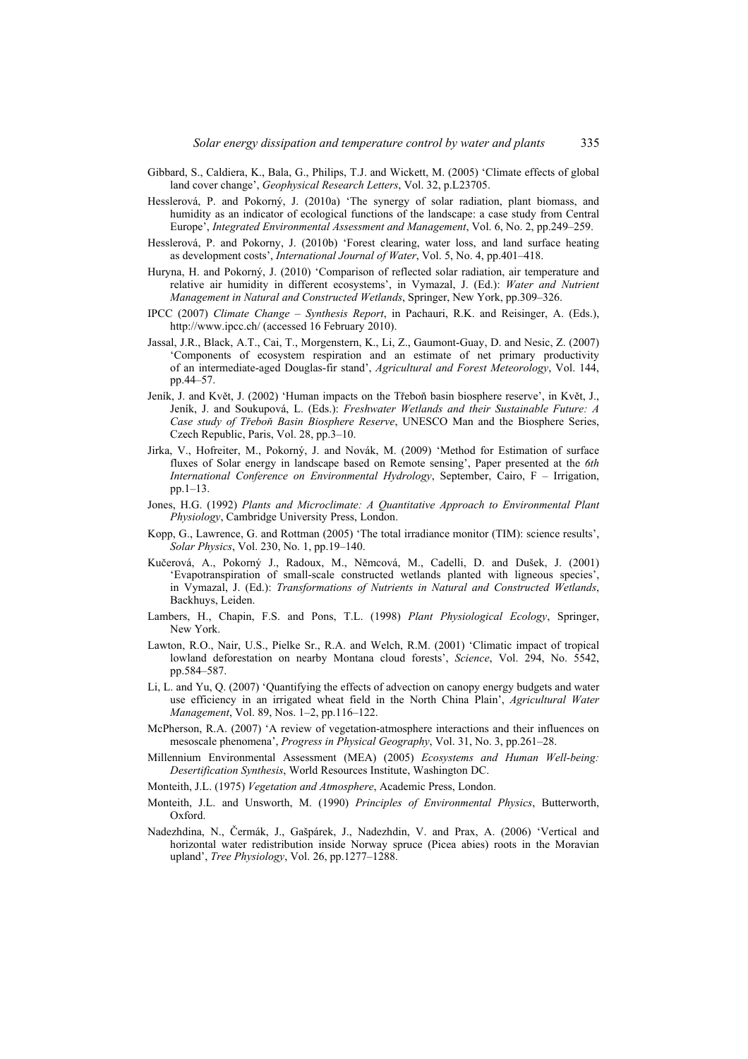Gibbard, S., Caldiera, K., Bala, G., Philips, T.J. and Wickett, M. (2005) 'Climate effects of global land cover change', *Geophysical Research Letters*, Vol. 32, p.L23705.

Hesslerová, P. and Pokorný, J. (2010a) 'The synergy of solar radiation, plant biomass, and humidity as an indicator of ecological functions of the landscape: a case study from Central Europe', *Integrated Environmental Assessment and Management*, Vol. 6, No. 2, pp.249–259.

Hesslerová, P. and Pokorny, J. (2010b) 'Forest clearing, water loss, and land surface heating as development costs', *International Journal of Water*, Vol. 5, No. 4, pp.401–418.

Huryna, H. and Pokorný, J. (2010) 'Comparison of reflected solar radiation, air temperature and relative air humidity in different ecosystems', in Vymazal, J. (Ed.): *Water and Nutrient Management in Natural and Constructed Wetlands*, Springer, New York, pp.309–326.

IPCC (2007) *Climate Change – Synthesis Report*, in Pachauri, R.K. and Reisinger, A. (Eds.), http://www.ipcc.ch/ (accessed 16 February 2010).

Jassal, J.R., Black, A.T., Cai, T., Morgenstern, K., Li, Z., Gaumont-Guay, D. and Nesic, Z. (2007) 'Components of ecosystem respiration and an estimate of net primary productivity of an intermediate-aged Douglas-fir stand', *Agricultural and Forest Meteorology*, Vol. 144, pp.44–57.

Jeník, J. and Květ, J. (2002) 'Human impacts on the Třeboň basin biosphere reserve', in Květ, J., Jeník, J. and Soukupová, L. (Eds.): *Freshwater Wetlands and their Sustainable Future: A Case study of Třeboň Basin Biosphere Reserve*, UNESCO Man and the Biosphere Series, Czech Republic, Paris, Vol. 28, pp.3–10.

Jirka, V., Hofreiter, M., Pokorný, J. and Novák, M. (2009) 'Method for Estimation of surface fluxes of Solar energy in landscape based on Remote sensing', Paper presented at the *6th International Conference on Environmental Hydrology*, September, Cairo, F – Irrigation, pp.1–13.

Jones, H.G. (1992) *Plants and Microclimate: A Quantitative Approach to Environmental Plant Physiology*, Cambridge University Press, London.

Kopp, G., Lawrence, G. and Rottman (2005) 'The total irradiance monitor (TIM): science results', *Solar Physics*, Vol. 230, No. 1, pp.19–140.

Kučerová, A., Pokorný J., Radoux, M., Němcová, M., Cadelli, D. and Dušek, J. (2001) 'Evapotranspiration of small-scale constructed wetlands planted with ligneous species', in Vymazal, J. (Ed.): *Transformations of Nutrients in Natural and Constructed Wetlands*, Backhuys, Leiden.

Lambers, H., Chapin, F.S. and Pons, T.L. (1998) *Plant Physiological Ecology*, Springer, New York.

Lawton, R.O., Nair, U.S., Pielke Sr., R.A. and Welch, R.M. (2001) 'Climatic impact of tropical lowland deforestation on nearby Montana cloud forests', *Science*, Vol. 294, No. 5542, pp.584–587.

Li, L. and Yu, Q. (2007) 'Quantifying the effects of advection on canopy energy budgets and water use efficiency in an irrigated wheat field in the North China Plain', *Agricultural Water Management*, Vol. 89, Nos. 1–2, pp.116–122.

McPherson, R.A. (2007) 'A review of vegetation-atmosphere interactions and their influences on mesoscale phenomena', *Progress in Physical Geography*, Vol. 31, No. 3, pp.261–28.

Millennium Environmental Assessment (MEA) (2005) *Ecosystems and Human Well-being: Desertification Synthesis*, World Resources Institute, Washington DC.

Monteith, J.L. (1975) *Vegetation and Atmosphere*, Academic Press, London.

Monteith, J.L. and Unsworth, M. (1990) *Principles of Environmental Physics*, Butterworth, Oxford.

Nadezhdina, N., Čermák, J., Gašpárek, J., Nadezhdin, V. and Prax, A. (2006) 'Vertical and horizontal water redistribution inside Norway spruce (Picea abies) roots in the Moravian upland', *Tree Physiology*, Vol. 26, pp.1277–1288.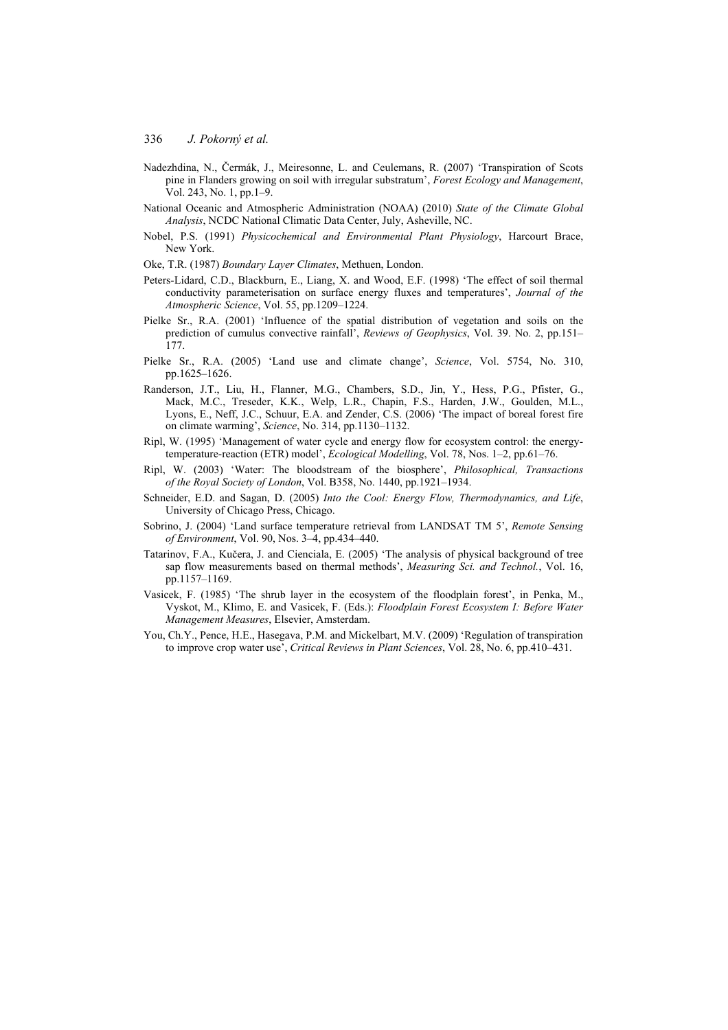Nadezhdina, N., Čermák, J., Meiresonne, L. and Ceulemans, R. (2007) 'Transpiration of Scots pine in Flanders growing on soil with irregular substratum', *Forest Ecology and Management*, Vol. 243, No. 1, pp.1–9.

National Oceanic and Atmospheric Administration (NOAA) (2010) *State of the Climate Global Analysis*, NCDC National Climatic Data Center, July, Asheville, NC.

Nobel, P.S. (1991) *Physicochemical and Environmental Plant Physiology*, Harcourt Brace, New York.

Oke, T.R. (1987) *Boundary Layer Climates*, Methuen, London.

Peters-Lidard, C.D., Blackburn, E., Liang, X. and Wood, E.F. (1998) 'The effect of soil thermal conductivity parameterisation on surface energy fluxes and temperatures', *Journal of the Atmospheric Science*, Vol. 55, pp.1209–1224.

Pielke Sr., R.A. (2001) 'Influence of the spatial distribution of vegetation and soils on the prediction of cumulus convective rainfall', *Reviews of Geophysics*, Vol. 39. No. 2, pp.151–177.

Pielke Sr., R.A. (2005) 'Land use and climate change', *Science*, Vol. 5754, No. 310, pp.1625–1626.

Randerson, J.T., Liu, H., Flanner, M.G., Chambers, S.D., Jin, Y., Hess, P.G., Pfister, G., Mack, M.C., Treseder, K.K., Welp, L.R., Chapin, F.S., Harden, J.W., Goulden, M.L., Lyons, E., Neff, J.C., Schuur, E.A. and Zender, C.S. (2006) 'The impact of boreal forest fire on climate warming', *Science*, No. 314, pp.1130–1132.

Ripl, W. (1995) 'Management of water cycle and energy flow for ecosystem control: the energy-temperature-reaction (ETR) model', *Ecological Modelling*, Vol. 78, Nos. 1–2, pp.61–76.

Ripl, W. (2003) 'Water: The bloodstream of the biosphere', *Philosophical, Transactions of the Royal Society of London*, Vol. B358, No. 1440, pp.1921–1934.

Schneider, E.D. and Sagan, D. (2005) *Into the Cool: Energy Flow, Thermodynamics, and Life*, University of Chicago Press, Chicago.

Sobrino, J. (2004) 'Land surface temperature retrieval from LANDSAT TM 5', *Remote Sensing of Environment*, Vol. 90, Nos. 3–4, pp.434–440.

Tatarinov, F.A., Kučera, J. and Cienciala, E. (2005) 'The analysis of physical background of tree sap flow measurements based on thermal methods', *Measuring Sci. and Technol.*, Vol. 16, pp.1157–1169.

Vasicek, F. (1985) 'The shrub layer in the ecosystem of the floodplain forest', in Penka, M., Vyskot, M., Klimo, E. and Vasicek, F. (Eds.): *Floodplain Forest Ecosystem I: Before Water Management Measures*, Elsevier, Amsterdam.

You, Ch.Y., Pence, H.E., Hasegava, P.M. and Mickelbart, M.V. (2009) 'Regulation of transpiration to improve crop water use', *Critical Reviews in Plant Sciences*, Vol. 28, No. 6, pp.410–431.